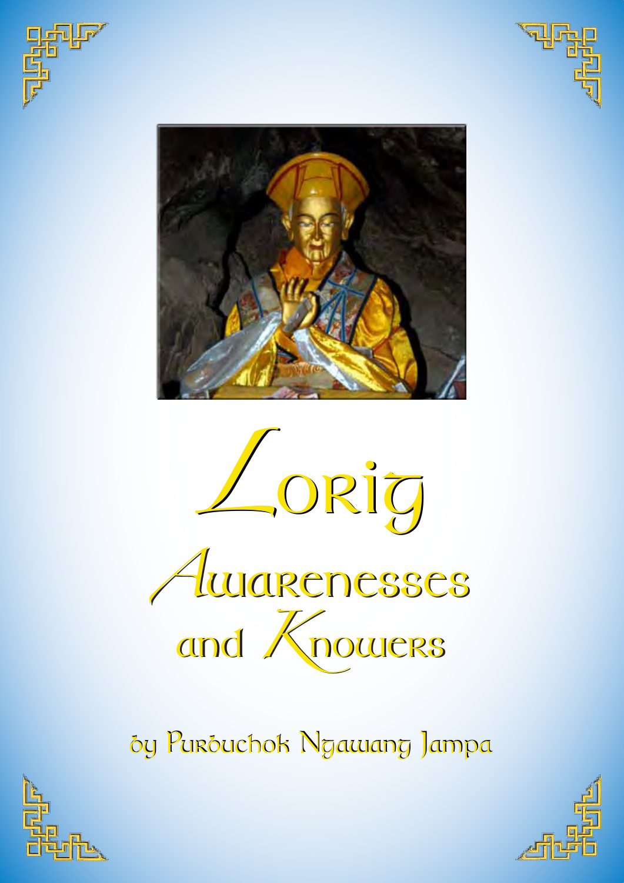# Lorig

## Awarenesses and Knowers

by Purbuchok Ngawang Jampa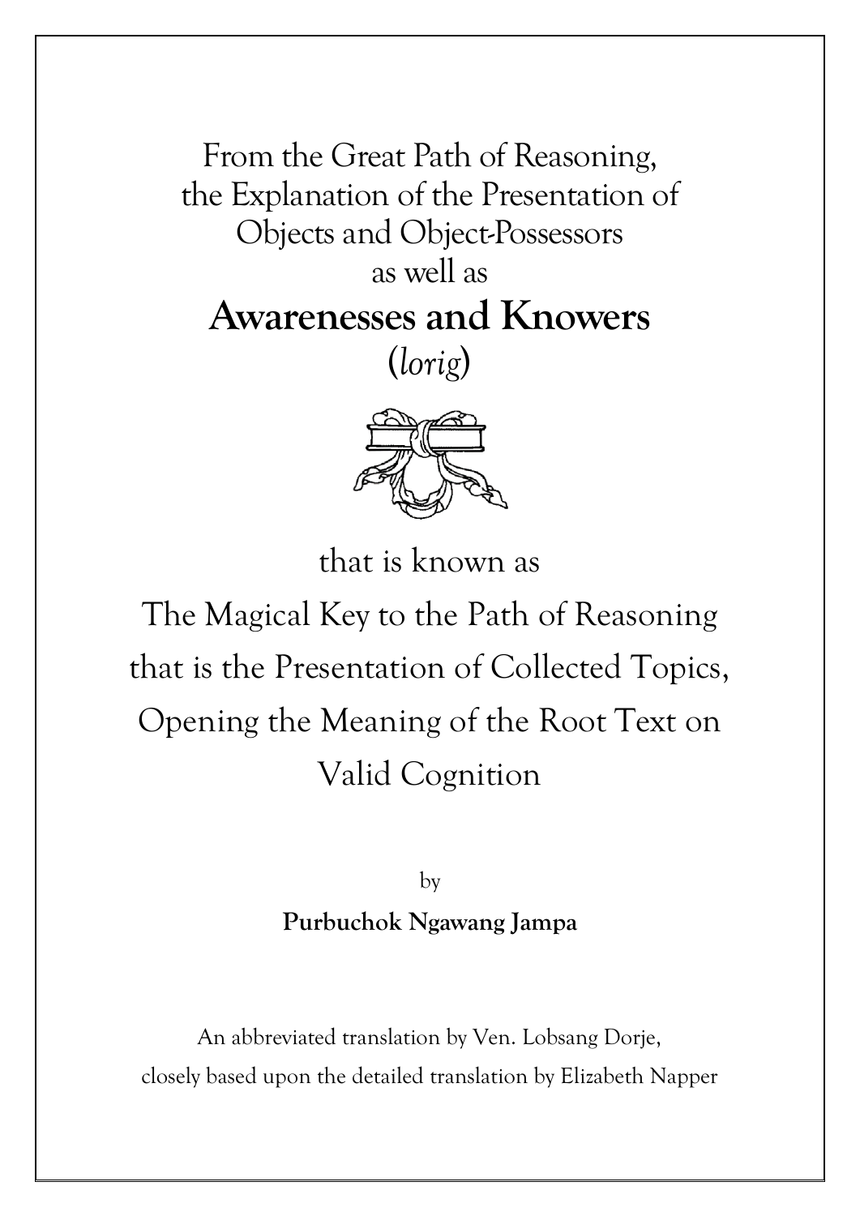From the Great Path of Reasoning,
the Explanation of the Presentation of
Objects and Object-Possessors
as well as

# Awarenesses and Knowers

(*lorig*)

that is known as

The Magical Key to the Path of Reasoning
that is the Presentation of Collected Topics,
Opening the Meaning of the Root Text on
Valid Cognition

by

**Purbuchok Ngawang Jampa**

An abbreviated translation by Ven. Lobsang Dorje,
closely based upon the detailed translation by Elizabeth Napper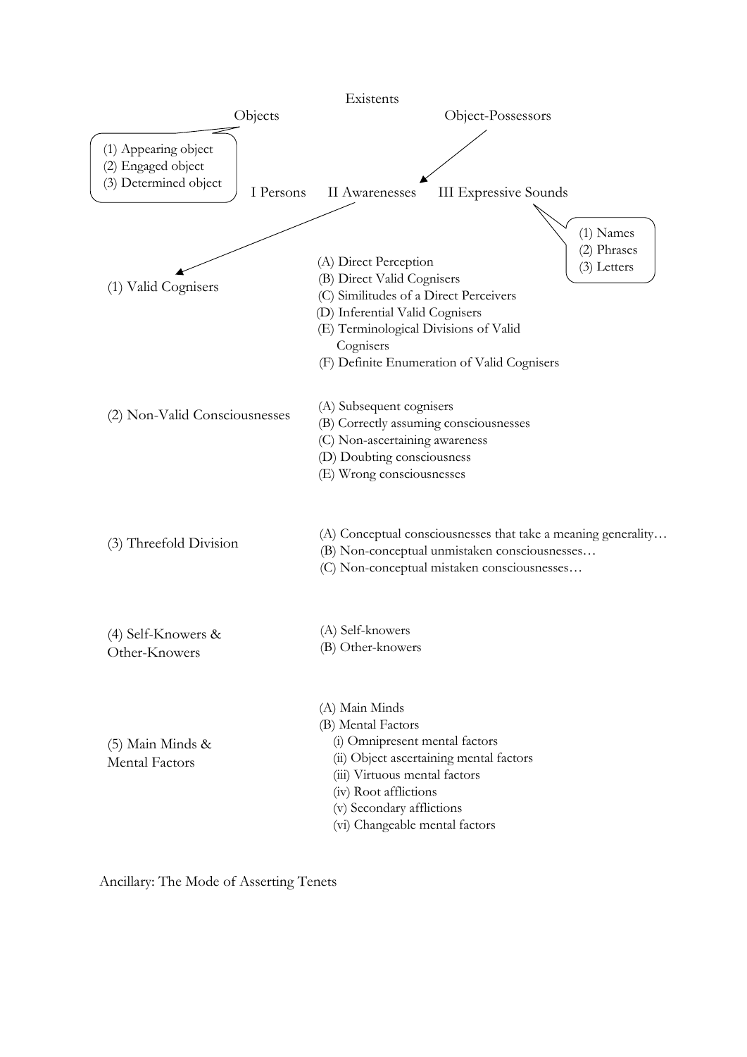Existents

- Objects
  - (1) Appearing object
  - (2) Engaged object
  - (3) Determined object
- Object-Possessors
  - I Persons
  - II Awarenesses
  - III Expressive Sounds
    - (1) Names
    - (2) Phrases
    - (3) Letters

**II Awarenesses**

(1) Valid Cognisers

- (A) Direct Perception
- (B) Direct Valid Cognisers
- (C) Similitudes of a Direct Perceivers
- (D) Inferential Valid Cognisers
- (E) Terminological Divisions of Valid Cognisers
- (F) Definite Enumeration of Valid Cognisers

(2) Non-Valid Consciousnesses

- (A) Subsequent cognisers
- (B) Correctly assuming consciousnesses
- (C) Non-ascertaining awareness
- (D) Doubting consciousness
- (E) Wrong consciousnesses

(3) Threefold Division

- (A) Conceptual consciousnesses that take a meaning generality…
- (B) Non-conceptual unmistaken consciousnesses…
- (C) Non-conceptual mistaken consciousnesses…

(4) Self-Knowers & Other-Knowers

- (A) Self-knowers
- (B) Other-knowers

(5) Main Minds & Mental Factors

- (A) Main Minds
- (B) Mental Factors
  - (i) Omnipresent mental factors
  - (ii) Object ascertaining mental factors
  - (iii) Virtuous mental factors
  - (iv) Root afflictions
  - (v) Secondary afflictions
  - (vi) Changeable mental factors

Ancillary: The Mode of Asserting Tenets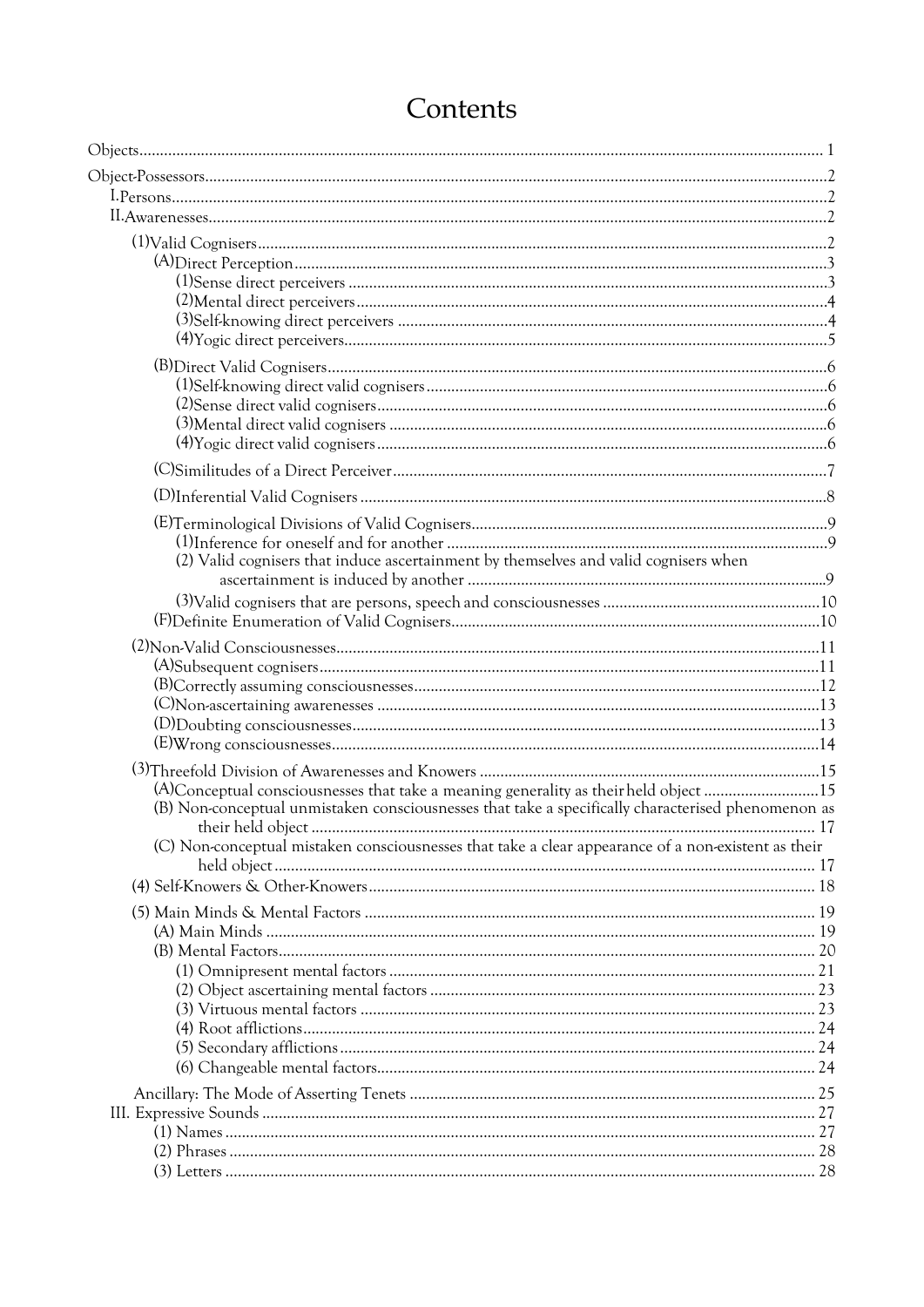# Contents

- Objects ... 1
- Object-Possessors ... 2
  - I. Persons ... 2
  - II. Awarenesses ... 2
    - (1) Valid Cognisers ... 2
      - (A) Direct Perception ... 3
        - (1) Sense direct perceivers ... 3
        - (2) Mental direct perceivers ... 4
        - (3) Self-knowing direct perceivers ... 4
        - (4) Yogic direct perceivers ... 5
      - (B) Direct Valid Cognisers ... 6
        - (1) Self-knowing direct valid cognisers ... 6
        - (2) Sense direct valid cognisers ... 6
        - (3) Mental direct valid cognisers ... 6
        - (4) Yogic direct valid cognisers ... 6
      - (C) Similitudes of a Direct Perceiver ... 7
      - (D) Inferential Valid Cognisers ... 8
      - (E) Terminological Divisions of Valid Cognisers ... 9
        - (1) Inference for oneself and for another ... 9
        - (2) Valid cognisers that induce ascertainment by themselves and valid cognisers when ascertainment is induced by another ... 9
        - (3) Valid cognisers that are persons, speech and consciousnesses ... 10
      - (F) Definite Enumeration of Valid Cognisers ... 10
    - (2) Non-Valid Consciousnesses ... 11
      - (A) Subsequent cognisers ... 11
      - (B) Correctly assuming consciousnesses ... 12
      - (C) Non-ascertaining awarenesses ... 13
      - (D) Doubting consciousnesses ... 13
      - (E) Wrong consciousnesses ... 14
    - (3) Threefold Division of Awarenesses and Knowers ... 15
      - (A) Conceptual consciousnesses that take a meaning generality as their held object ... 15
      - (B) Non-conceptual unmistaken consciousnesses that take a specifically characterised phenomenon as their held object ... 17
      - (C) Non-conceptual mistaken consciousnesses that take a clear appearance of a non-existent as their held object ... 17
    - (4) Self-Knowers & Other-Knowers ... 18
    - (5) Main Minds & Mental Factors ... 19
      - (A) Main Minds ... 19
      - (B) Mental Factors ... 20
        - (1) Omnipresent mental factors ... 21
        - (2) Object ascertaining mental factors ... 23
        - (3) Virtuous mental factors ... 23
        - (4) Root afflictions ... 24
        - (5) Secondary afflictions ... 24
        - (6) Changeable mental factors ... 24
    - Ancillary: The Mode of Asserting Tenets ... 25
  - III. Expressive Sounds ... 27
    - (1) Names ... 27
    - (2) Phrases ... 28
    - (3) Letters ... 28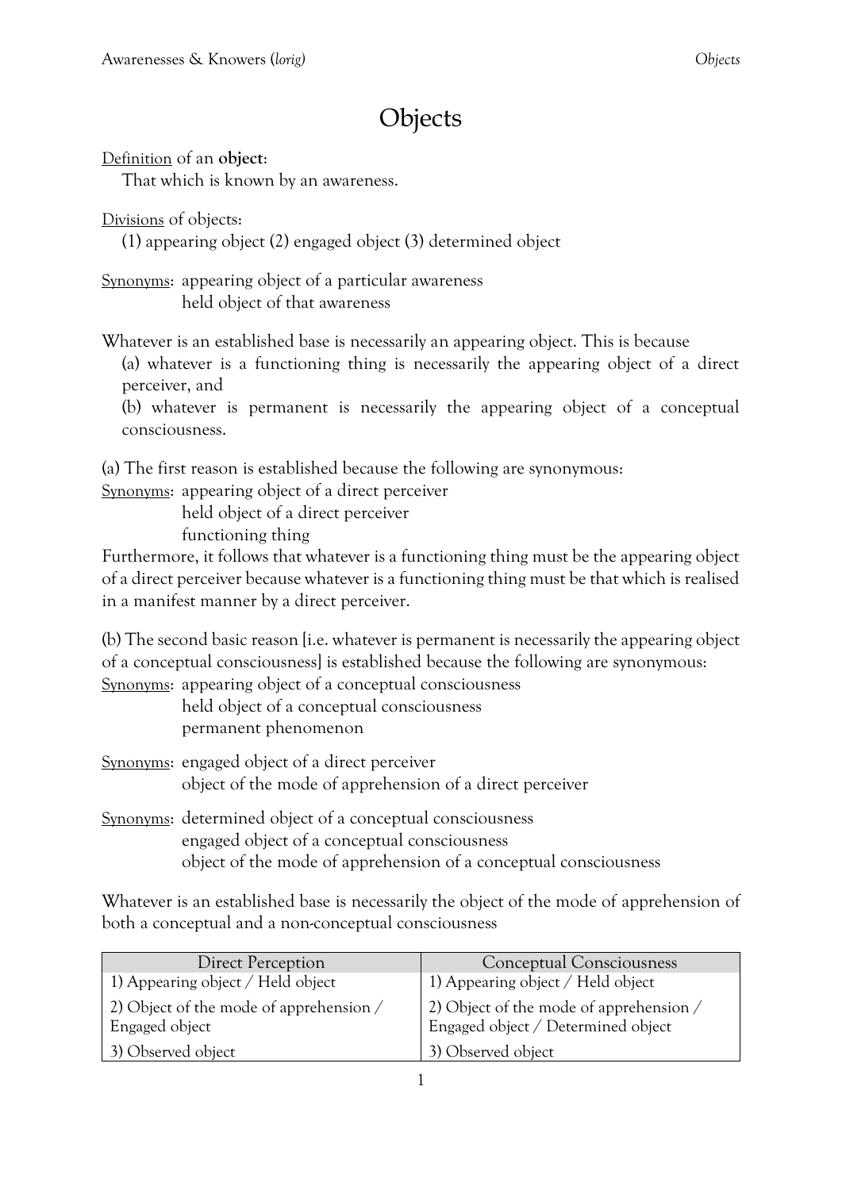# Objects

<u>Definition</u> of an **object**:
That which is known by an awareness.

<u>Divisions</u> of objects:
(1) appearing object (2) engaged object (3) determined object

<u>Synonyms</u>: appearing object of a particular awareness
held object of that awareness

Whatever is an established base is necessarily an appearing object. This is because
(a) whatever is a functioning thing is necessarily the appearing object of a direct perceiver, and
(b) whatever is permanent is necessarily the appearing object of a conceptual consciousness.

(a) The first reason is established because the following are synonymous:
<u>Synonyms</u>: appearing object of a direct perceiver
held object of a direct perceiver
functioning thing

Furthermore, it follows that whatever is a functioning thing must be the appearing object of a direct perceiver because whatever is a functioning thing must be that which is realised in a manifest manner by a direct perceiver.

(b) The second basic reason [i.e. whatever is permanent is necessarily the appearing object of a conceptual consciousness] is established because the following are synonymous:
<u>Synonyms</u>: appearing object of a conceptual consciousness
held object of a conceptual consciousness
permanent phenomenon

<u>Synonyms</u>: engaged object of a direct perceiver
object of the mode of apprehension of a direct perceiver

<u>Synonyms</u>: determined object of a conceptual consciousness
engaged object of a conceptual consciousness
object of the mode of apprehension of a conceptual consciousness

Whatever is an established base is necessarily the object of the mode of apprehension of both a conceptual and a non-conceptual consciousness

| Direct Perception | Conceptual Consciousness |
|---|---|
| 1) Appearing object / Held object | 1) Appearing object / Held object |
| 2) Object of the mode of apprehension / Engaged object | 2) Object of the mode of apprehension / Engaged object / Determined object |
| 3) Observed object | 3) Observed object |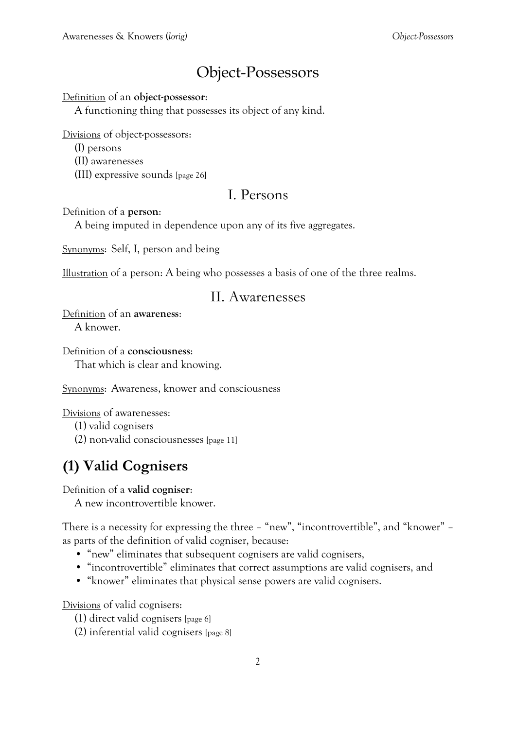# Object-Possessors

<u>Definition</u> of an **object-possessor**:

A functioning thing that possesses its object of any kind.

<u>Divisions</u> of object-possessors:

(I) persons
(II) awarenesses
(III) expressive sounds [page 26]

## I. Persons

<u>Definition</u> of a **person**:

A being imputed in dependence upon any of its five aggregates.

<u>Synonyms</u>: Self, I, person and being

<u>Illustration</u> of a person: A being who possesses a basis of one of the three realms.

## II. Awarenesses

<u>Definition</u> of an **awareness**:

A knower.

<u>Definition</u> of a **consciousness**:

That which is clear and knowing.

<u>Synonyms</u>: Awareness, knower and consciousness

<u>Divisions</u> of awarenesses:

(1) valid cognisers
(2) non-valid consciousnesses [page 11]

## (1) Valid Cognisers

<u>Definition</u> of a **valid cogniser**:

A new incontrovertible knower.

There is a necessity for expressing the three – "new", "incontrovertible", and "knower" – as parts of the definition of valid cogniser, because:

- "new" eliminates that subsequent cognisers are valid cognisers,
- "incontrovertible" eliminates that correct assumptions are valid cognisers, and
- "knower" eliminates that physical sense powers are valid cognisers.

<u>Divisions</u> of valid cognisers:

(1) direct valid cognisers [page 6]
(2) inferential valid cognisers [page 8]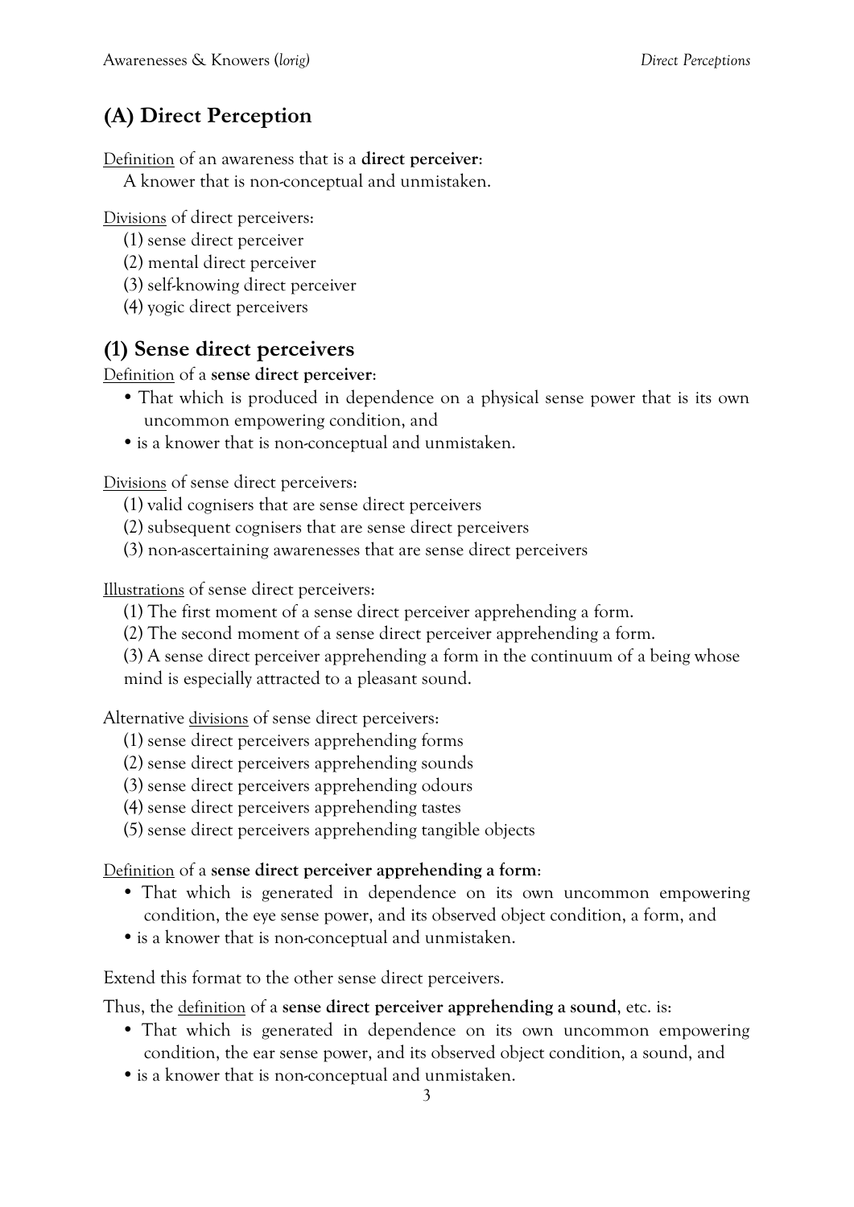## (A) Direct Perception

<u>Definition</u> of an awareness that is a **direct perceiver**:
A knower that is non-conceptual and unmistaken.

<u>Divisions</u> of direct perceivers:
(1) sense direct perceiver
(2) mental direct perceiver
(3) self-knowing direct perceiver
(4) yogic direct perceivers

## (1) Sense direct perceivers

<u>Definition</u> of a **sense direct perceiver**:

- That which is produced in dependence on a physical sense power that is its own uncommon empowering condition, and
- is a knower that is non-conceptual and unmistaken.

<u>Divisions</u> of sense direct perceivers:
(1) valid cognisers that are sense direct perceivers
(2) subsequent cognisers that are sense direct perceivers
(3) non-ascertaining awarenesses that are sense direct perceivers

<u>Illustrations</u> of sense direct perceivers:
(1) The first moment of a sense direct perceiver apprehending a form.
(2) The second moment of a sense direct perceiver apprehending a form.
(3) A sense direct perceiver apprehending a form in the continuum of a being whose mind is especially attracted to a pleasant sound.

Alternative <u>divisions</u> of sense direct perceivers:
(1) sense direct perceivers apprehending forms
(2) sense direct perceivers apprehending sounds
(3) sense direct perceivers apprehending odours
(4) sense direct perceivers apprehending tastes
(5) sense direct perceivers apprehending tangible objects

<u>Definition</u> of a **sense direct perceiver apprehending a form**:

- That which is generated in dependence on its own uncommon empowering condition, the eye sense power, and its observed object condition, a form, and
- is a knower that is non-conceptual and unmistaken.

Extend this format to the other sense direct perceivers.

Thus, the <u>definition</u> of a **sense direct perceiver apprehending a sound**, etc. is:

- That which is generated in dependence on its own uncommon empowering condition, the ear sense power, and its observed object condition, a sound, and
- is a knower that is non-conceptual and unmistaken.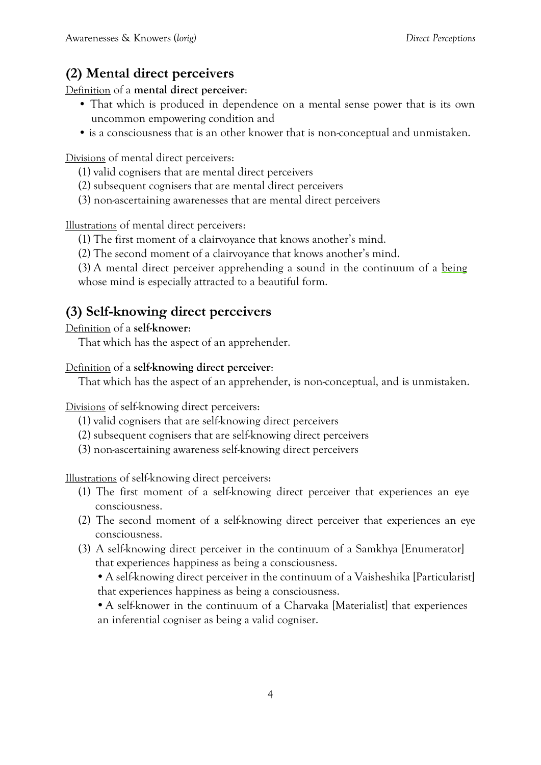## (2) Mental direct perceivers

Definition of a **mental direct perceiver**:

- That which is produced in dependence on a mental sense power that is its own uncommon empowering condition and
- is a consciousness that is an other knower that is non-conceptual and unmistaken.

Divisions of mental direct perceivers:

(1) valid cognisers that are mental direct perceivers
(2) subsequent cognisers that are mental direct perceivers
(3) non-ascertaining awarenesses that are mental direct perceivers

Illustrations of mental direct perceivers:

(1) The first moment of a clairvoyance that knows another's mind.
(2) The second moment of a clairvoyance that knows another's mind.
(3) A mental direct perceiver apprehending a sound in the continuum of a being whose mind is especially attracted to a beautiful form.

## (3) Self-knowing direct perceivers

Definition of a **self-knower**:

That which has the aspect of an apprehender.

Definition of a **self-knowing direct perceiver**:

That which has the aspect of an apprehender, is non-conceptual, and is unmistaken.

Divisions of self-knowing direct perceivers:

(1) valid cognisers that are self-knowing direct perceivers
(2) subsequent cognisers that are self-knowing direct perceivers
(3) non-ascertaining awareness self-knowing direct perceivers

Illustrations of self-knowing direct perceivers:

(1) The first moment of a self-knowing direct perceiver that experiences an eye consciousness.
(2) The second moment of a self-knowing direct perceiver that experiences an eye consciousness.
(3) A self-knowing direct perceiver in the continuum of a Samkhya [Enumerator] that experiences happiness as being a consciousness.
   - A self-knowing direct perceiver in the continuum of a Vaisheshika [Particularist] that experiences happiness as being a consciousness.
   - A self-knower in the continuum of a Charvaka [Materialist] that experiences an inferential cogniser as being a valid cogniser.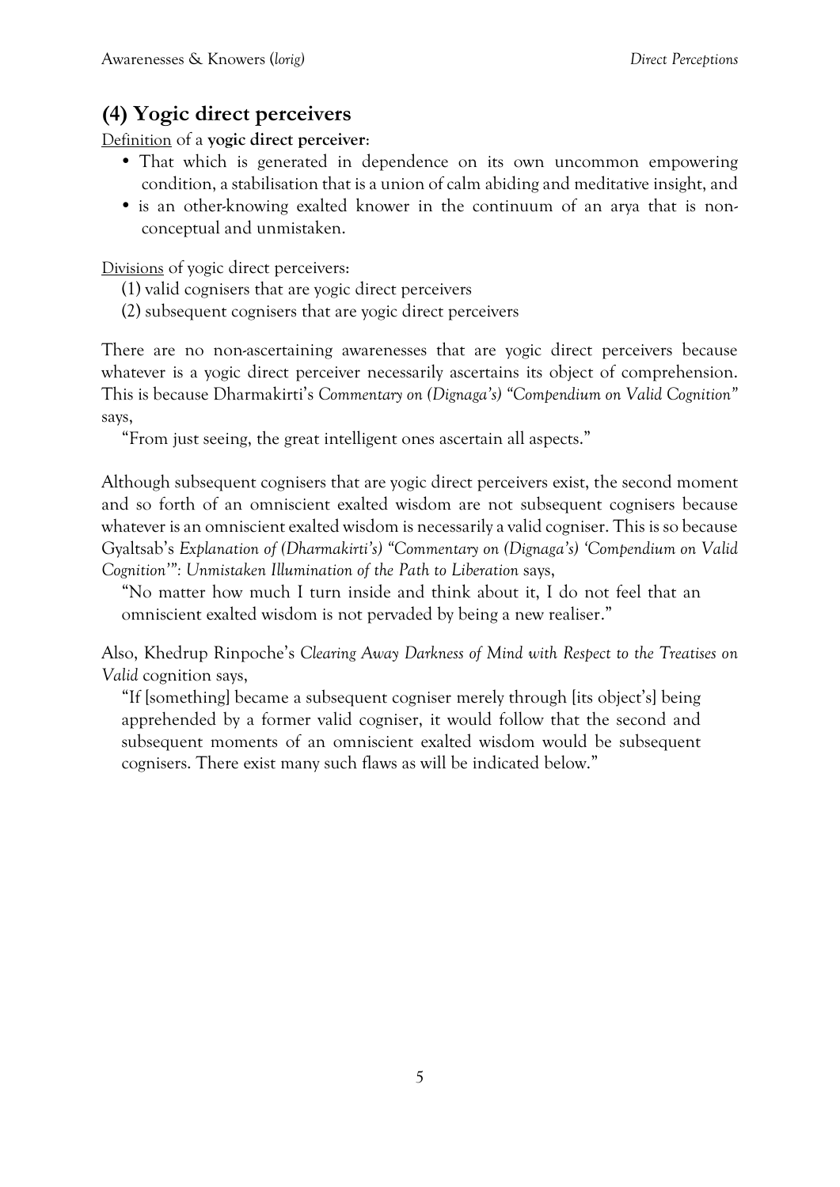## (4) Yogic direct perceivers

Definition of a **yogic direct perceiver**:

- That which is generated in dependence on its own uncommon empowering condition, a stabilisation that is a union of calm abiding and meditative insight, and
- is an other-knowing exalted knower in the continuum of an arya that is non-conceptual and unmistaken.

Divisions of yogic direct perceivers:

(1) valid cognisers that are yogic direct perceivers
(2) subsequent cognisers that are yogic direct perceivers

There are no non-ascertaining awarenesses that are yogic direct perceivers because whatever is a yogic direct perceiver necessarily ascertains its object of comprehension. This is because Dharmakirti's *Commentary on (Dignaga's) "Compendium on Valid Cognition"* says,

> "From just seeing, the great intelligent ones ascertain all aspects."

Although subsequent cognisers that are yogic direct perceivers exist, the second moment and so forth of an omniscient exalted wisdom are not subsequent cognisers because whatever is an omniscient exalted wisdom is necessarily a valid cogniser. This is so because Gyaltsab's *Explanation of (Dharmakirti's) "Commentary on (Dignaga's) 'Compendium on Valid Cognition'": Unmistaken Illumination of the Path to Liberation* says,

> "No matter how much I turn inside and think about it, I do not feel that an omniscient exalted wisdom is not pervaded by being a new realiser."

Also, Khedrup Rinpoche's *Clearing Away Darkness of Mind with Respect to the Treatises on Valid* cognition says,

> "If [something] became a subsequent cogniser merely through [its object's] being apprehended by a former valid cogniser, it would follow that the second and subsequent moments of an omniscient exalted wisdom would be subsequent cognisers. There exist many such flaws as will be indicated below."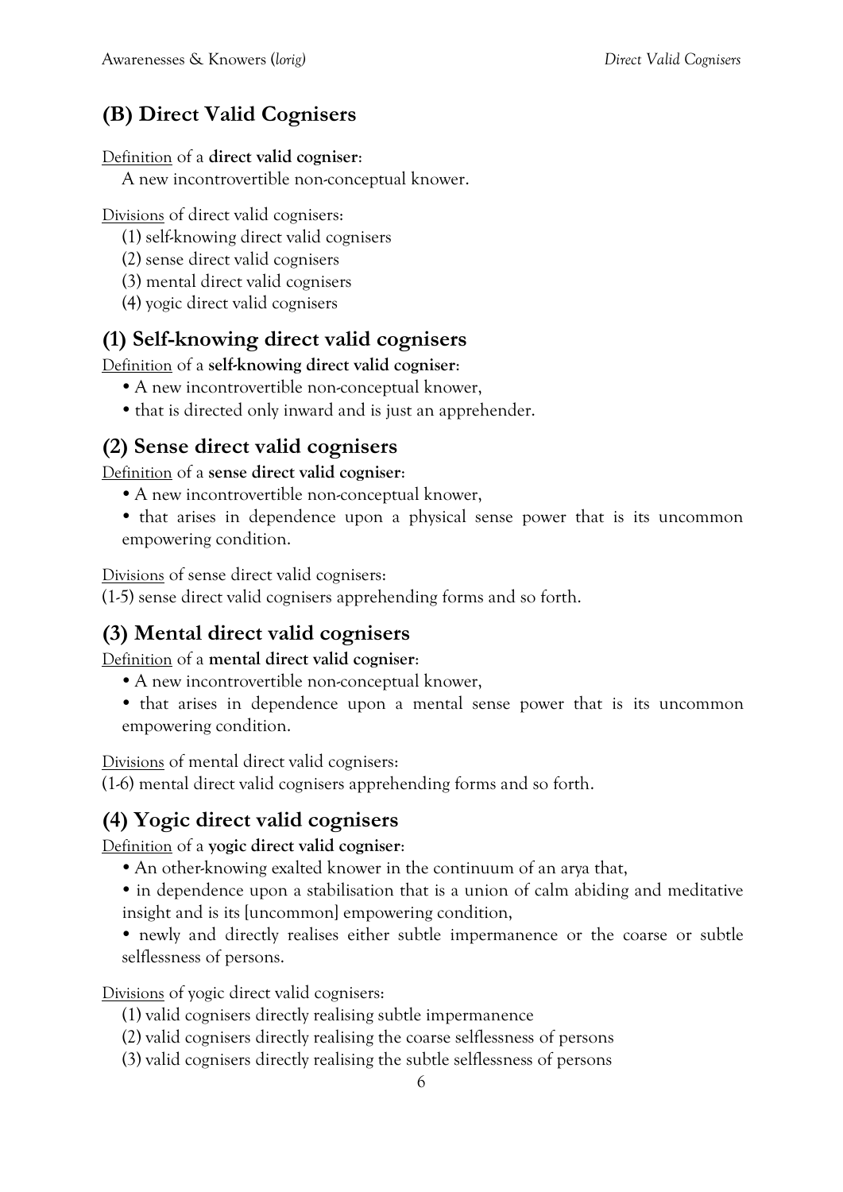## (B) Direct Valid Cognisers

Definition of a **direct valid cogniser**:

A new incontrovertible non-conceptual knower.

Divisions of direct valid cognisers:

(1) self-knowing direct valid cognisers
(2) sense direct valid cognisers
(3) mental direct valid cognisers
(4) yogic direct valid cognisers

### (1) Self-knowing direct valid cognisers

Definition of a **self-knowing direct valid cogniser**:

- A new incontrovertible non-conceptual knower,
- that is directed only inward and is just an apprehender.

### (2) Sense direct valid cognisers

Definition of a **sense direct valid cogniser**:

- A new incontrovertible non-conceptual knower,
- that arises in dependence upon a physical sense power that is its uncommon empowering condition.

Divisions of sense direct valid cognisers:

(1-5) sense direct valid cognisers apprehending forms and so forth.

### (3) Mental direct valid cognisers

Definition of a **mental direct valid cogniser**:

- A new incontrovertible non-conceptual knower,
- that arises in dependence upon a mental sense power that is its uncommon empowering condition.

Divisions of mental direct valid cognisers:

(1-6) mental direct valid cognisers apprehending forms and so forth.

### (4) Yogic direct valid cognisers

Definition of a **yogic direct valid cogniser**:

- An other-knowing exalted knower in the continuum of an arya that,
- in dependence upon a stabilisation that is a union of calm abiding and meditative insight and is its [uncommon] empowering condition,
- newly and directly realises either subtle impermanence or the coarse or subtle selflessness of persons.

Divisions of yogic direct valid cognisers:

(1) valid cognisers directly realising subtle impermanence
(2) valid cognisers directly realising the coarse selflessness of persons
(3) valid cognisers directly realising the subtle selflessness of persons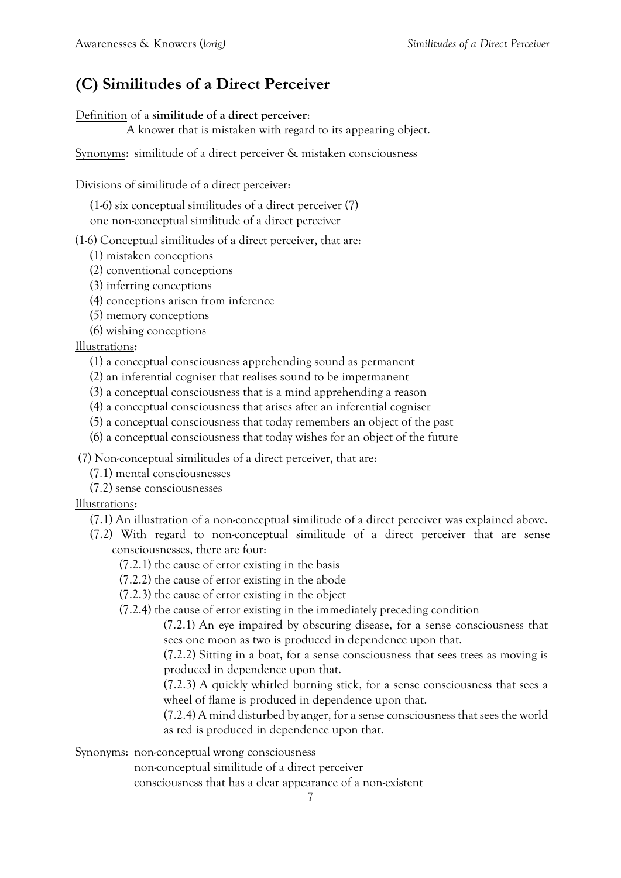## (C) Similitudes of a Direct Perceiver

Definition of a **similitude of a direct perceiver**:

A knower that is mistaken with regard to its appearing object.

Synonyms: similitude of a direct perceiver & mistaken consciousness

Divisions of similitude of a direct perceiver:

(1-6) six conceptual similitudes of a direct perceiver (7) one non-conceptual similitude of a direct perceiver

(1-6) Conceptual similitudes of a direct perceiver, that are:

- (1) mistaken conceptions
- (2) conventional conceptions
- (3) inferring conceptions
- (4) conceptions arisen from inference
- (5) memory conceptions
- (6) wishing conceptions

Illustrations:

- (1) a conceptual consciousness apprehending sound as permanent
- (2) an inferential cogniser that realises sound to be impermanent
- (3) a conceptual consciousness that is a mind apprehending a reason
- (4) a conceptual consciousness that arises after an inferential cogniser
- (5) a conceptual consciousness that today remembers an object of the past
- (6) a conceptual consciousness that today wishes for an object of the future

(7) Non-conceptual similitudes of a direct perceiver, that are:

- (7.1) mental consciousnesses
- (7.2) sense consciousnesses

Illustrations:

- (7.1) An illustration of a non-conceptual similitude of a direct perceiver was explained above.
- (7.2) With regard to non-conceptual similitude of a direct perceiver that are sense consciousnesses, there are four:
  - (7.2.1) the cause of error existing in the basis
  - (7.2.2) the cause of error existing in the abode
  - (7.2.3) the cause of error existing in the object
  - (7.2.4) the cause of error existing in the immediately preceding condition
    - (7.2.1) An eye impaired by obscuring disease, for a sense consciousness that sees one moon as two is produced in dependence upon that.
    - (7.2.2) Sitting in a boat, for a sense consciousness that sees trees as moving is produced in dependence upon that.
    - (7.2.3) A quickly whirled burning stick, for a sense consciousness that sees a wheel of flame is produced in dependence upon that.
    - (7.2.4) A mind disturbed by anger, for a sense consciousness that sees the world as red is produced in dependence upon that.

Synonyms: non-conceptual wrong consciousness
non-conceptual similitude of a direct perceiver
consciousness that has a clear appearance of a non-existent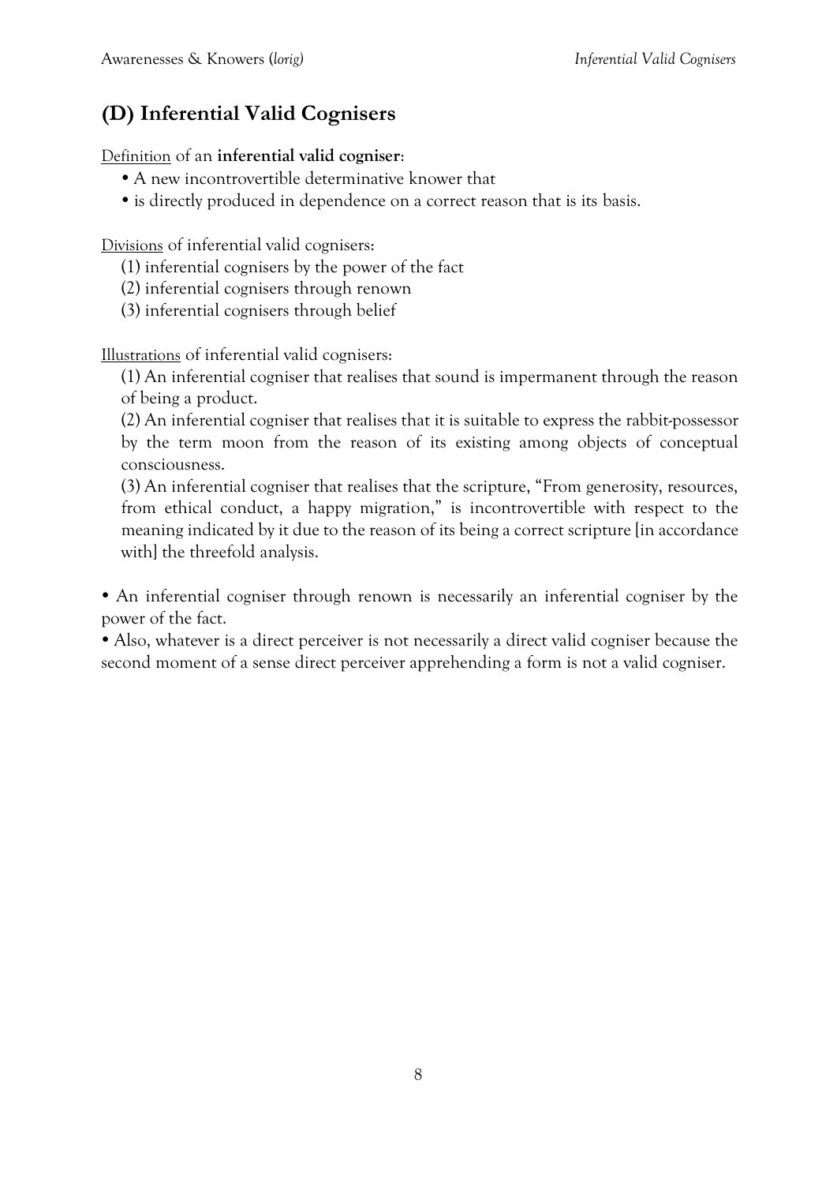## (D) Inferential Valid Cognisers

Definition of an **inferential valid cogniser**:

- A new incontrovertible determinative knower that
- is directly produced in dependence on a correct reason that is its basis.

Divisions of inferential valid cognisers:

(1) inferential cognisers by the power of the fact
(2) inferential cognisers through renown
(3) inferential cognisers through belief

Illustrations of inferential valid cognisers:

(1) An inferential cogniser that realises that sound is impermanent through the reason of being a product.

(2) An inferential cogniser that realises that it is suitable to express the rabbit-possessor by the term moon from the reason of its existing among objects of conceptual consciousness.

(3) An inferential cogniser that realises that the scripture, "From generosity, resources, from ethical conduct, a happy migration," is incontrovertible with respect to the meaning indicated by it due to the reason of its being a correct scripture [in accordance with] the threefold analysis.

- An inferential cogniser through renown is necessarily an inferential cogniser by the power of the fact.
- Also, whatever is a direct perceiver is not necessarily a direct valid cogniser because the second moment of a sense direct perceiver apprehending a form is not a valid cogniser.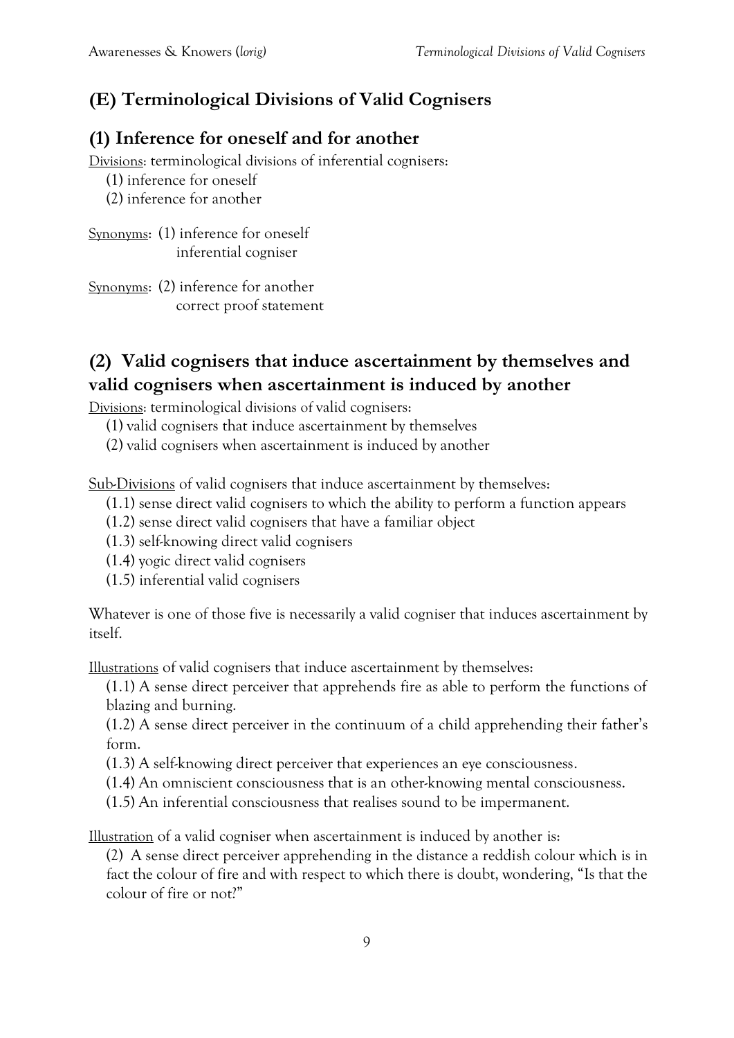## (E) Terminological Divisions of Valid Cognisers

### (1) Inference for oneself and for another

Divisions: terminological divisions of inferential cognisers:

(1) inference for oneself
(2) inference for another

Synonyms: (1) inference for oneself
inferential cogniser

Synonyms: (2) inference for another
correct proof statement

### (2) Valid cognisers that induce ascertainment by themselves and valid cognisers when ascertainment is induced by another

Divisions: terminological divisions of valid cognisers:

(1) valid cognisers that induce ascertainment by themselves
(2) valid cognisers when ascertainment is induced by another

Sub-Divisions of valid cognisers that induce ascertainment by themselves:

(1.1) sense direct valid cognisers to which the ability to perform a function appears
(1.2) sense direct valid cognisers that have a familiar object
(1.3) self-knowing direct valid cognisers
(1.4) yogic direct valid cognisers
(1.5) inferential valid cognisers

Whatever is one of those five is necessarily a valid cogniser that induces ascertainment by itself.

Illustrations of valid cognisers that induce ascertainment by themselves:

(1.1) A sense direct perceiver that apprehends fire as able to perform the functions of blazing and burning.
(1.2) A sense direct perceiver in the continuum of a child apprehending their father's form.
(1.3) A self-knowing direct perceiver that experiences an eye consciousness.
(1.4) An omniscient consciousness that is an other-knowing mental consciousness.
(1.5) An inferential consciousness that realises sound to be impermanent.

Illustration of a valid cogniser when ascertainment is induced by another is:

(2) A sense direct perceiver apprehending in the distance a reddish colour which is in fact the colour of fire and with respect to which there is doubt, wondering, "Is that the colour of fire or not?"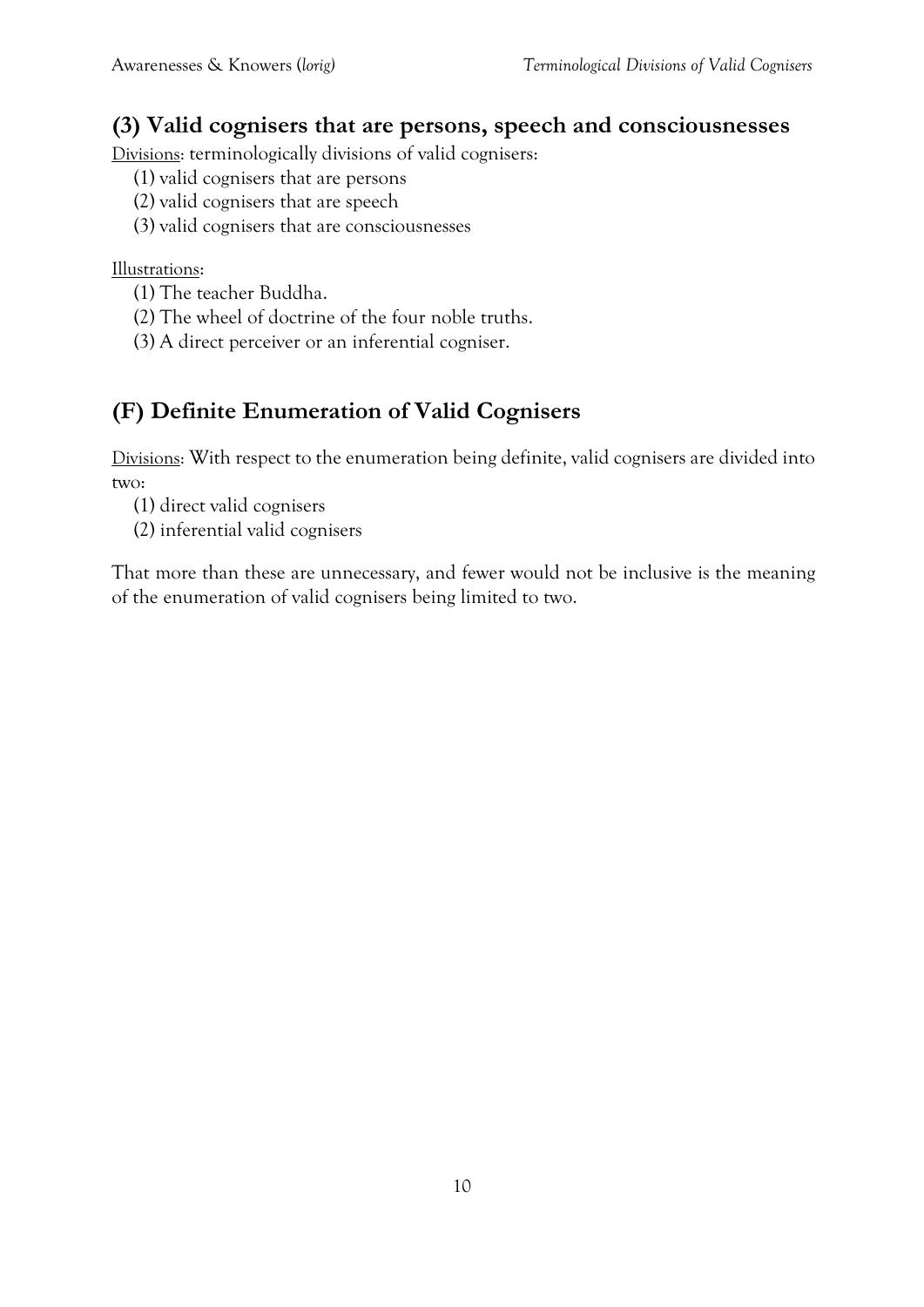## (3) Valid cognisers that are persons, speech and consciousnesses

Divisions: terminologically divisions of valid cognisers:

(1) valid cognisers that are persons
(2) valid cognisers that are speech
(3) valid cognisers that are consciousnesses

Illustrations:

(1) The teacher Buddha.
(2) The wheel of doctrine of the four noble truths.
(3) A direct perceiver or an inferential cogniser.

## (F) Definite Enumeration of Valid Cognisers

Divisions: With respect to the enumeration being definite, valid cognisers are divided into two:

(1) direct valid cognisers
(2) inferential valid cognisers

That more than these are unnecessary, and fewer would not be inclusive is the meaning of the enumeration of valid cognisers being limited to two.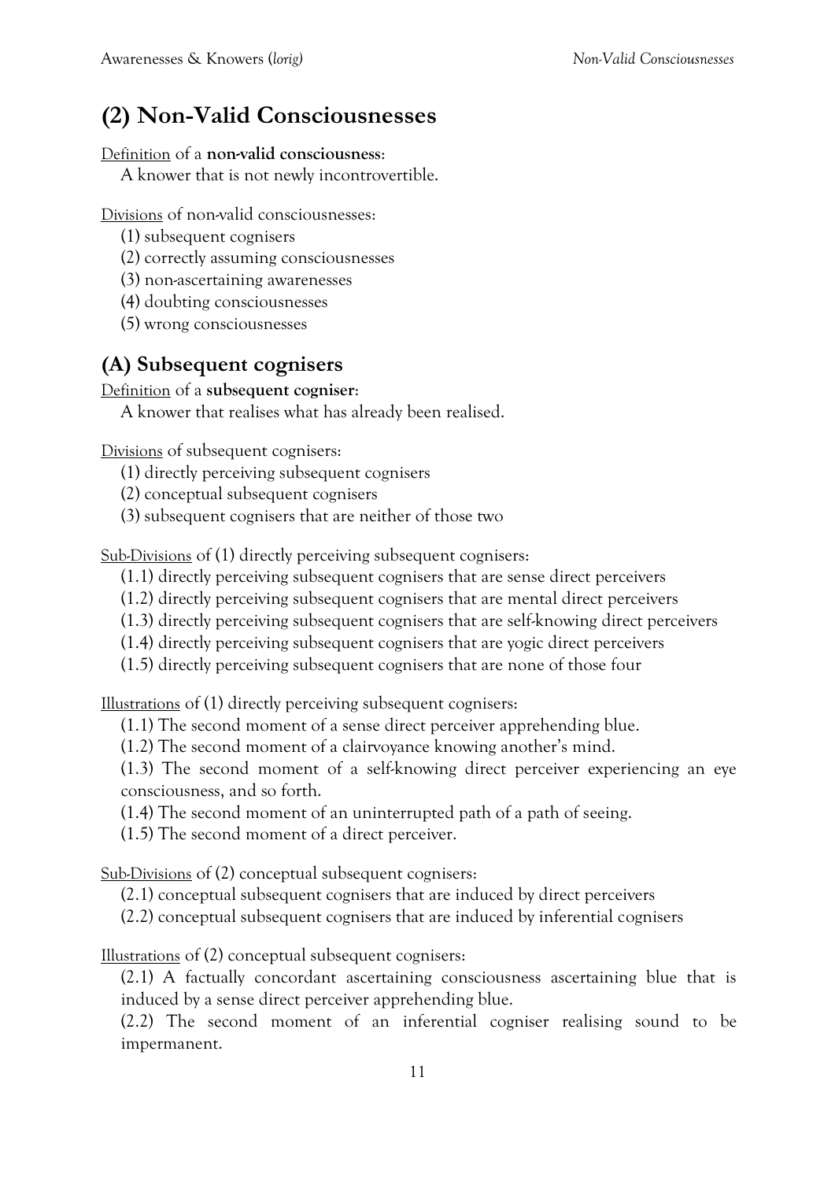## (2) Non-Valid Consciousnesses

Definition of a **non-valid consciousness**:
A knower that is not newly incontrovertible.

Divisions of non-valid consciousnesses:

(1) subsequent cognisers
(2) correctly assuming consciousnesses
(3) non-ascertaining awarenesses
(4) doubting consciousnesses
(5) wrong consciousnesses

### (A) Subsequent cognisers

Definition of a **subsequent cogniser**:
A knower that realises what has already been realised.

Divisions of subsequent cognisers:

(1) directly perceiving subsequent cognisers
(2) conceptual subsequent cognisers
(3) subsequent cognisers that are neither of those two

Sub-Divisions of (1) directly perceiving subsequent cognisers:

(1.1) directly perceiving subsequent cognisers that are sense direct perceivers
(1.2) directly perceiving subsequent cognisers that are mental direct perceivers
(1.3) directly perceiving subsequent cognisers that are self-knowing direct perceivers
(1.4) directly perceiving subsequent cognisers that are yogic direct perceivers
(1.5) directly perceiving subsequent cognisers that are none of those four

Illustrations of (1) directly perceiving subsequent cognisers:

(1.1) The second moment of a sense direct perceiver apprehending blue.
(1.2) The second moment of a clairvoyance knowing another's mind.
(1.3) The second moment of a self-knowing direct perceiver experiencing an eye consciousness, and so forth.
(1.4) The second moment of an uninterrupted path of a path of seeing.
(1.5) The second moment of a direct perceiver.

Sub-Divisions of (2) conceptual subsequent cognisers:

(2.1) conceptual subsequent cognisers that are induced by direct perceivers
(2.2) conceptual subsequent cognisers that are induced by inferential cognisers

Illustrations of (2) conceptual subsequent cognisers:

(2.1) A factually concordant ascertaining consciousness ascertaining blue that is induced by a sense direct perceiver apprehending blue.
(2.2) The second moment of an inferential cogniser realising sound to be impermanent.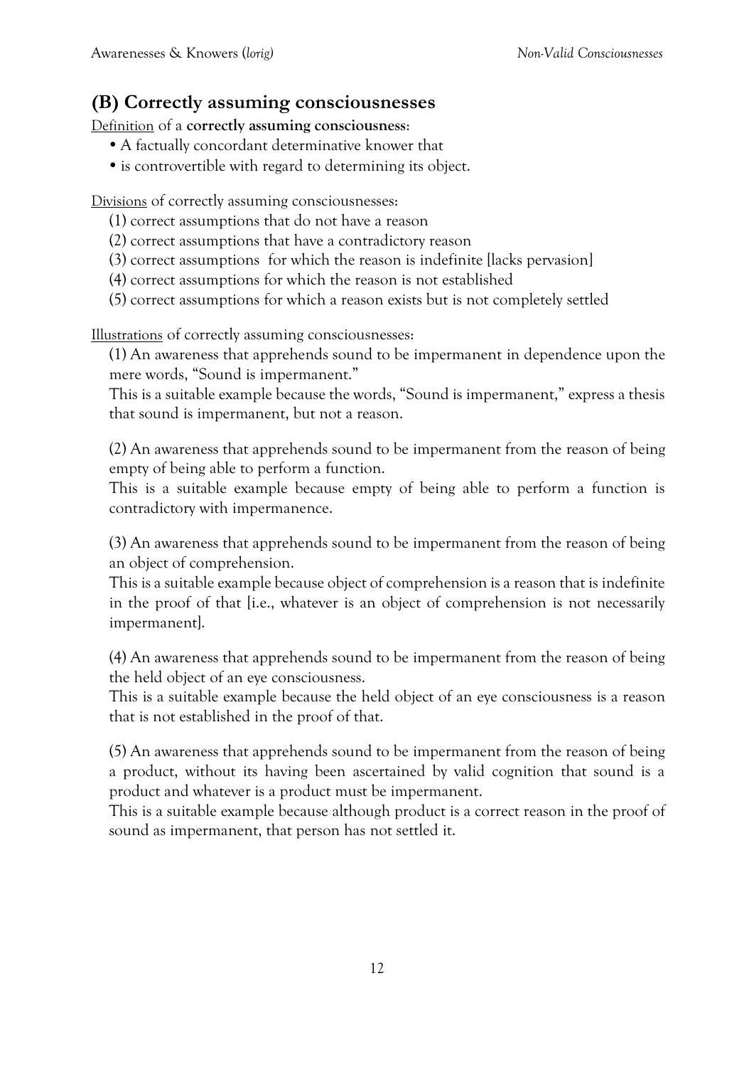## (B) Correctly assuming consciousnesses

Definition of a **correctly assuming consciousness**:

- A factually concordant determinative knower that
- is controvertible with regard to determining its object.

Divisions of correctly assuming consciousnesses:

(1) correct assumptions that do not have a reason
(2) correct assumptions that have a contradictory reason
(3) correct assumptions for which the reason is indefinite [lacks pervasion]
(4) correct assumptions for which the reason is not established
(5) correct assumptions for which a reason exists but is not completely settled

Illustrations of correctly assuming consciousnesses:

(1) An awareness that apprehends sound to be impermanent in dependence upon the mere words, "Sound is impermanent."
This is a suitable example because the words, "Sound is impermanent," express a thesis that sound is impermanent, but not a reason.

(2) An awareness that apprehends sound to be impermanent from the reason of being empty of being able to perform a function.
This is a suitable example because empty of being able to perform a function is contradictory with impermanence.

(3) An awareness that apprehends sound to be impermanent from the reason of being an object of comprehension.
This is a suitable example because object of comprehension is a reason that is indefinite in the proof of that [i.e., whatever is an object of comprehension is not necessarily impermanent].

(4) An awareness that apprehends sound to be impermanent from the reason of being the held object of an eye consciousness.
This is a suitable example because the held object of an eye consciousness is a reason that is not established in the proof of that.

(5) An awareness that apprehends sound to be impermanent from the reason of being a product, without its having been ascertained by valid cognition that sound is a product and whatever is a product must be impermanent.
This is a suitable example because although product is a correct reason in the proof of sound as impermanent, that person has not settled it.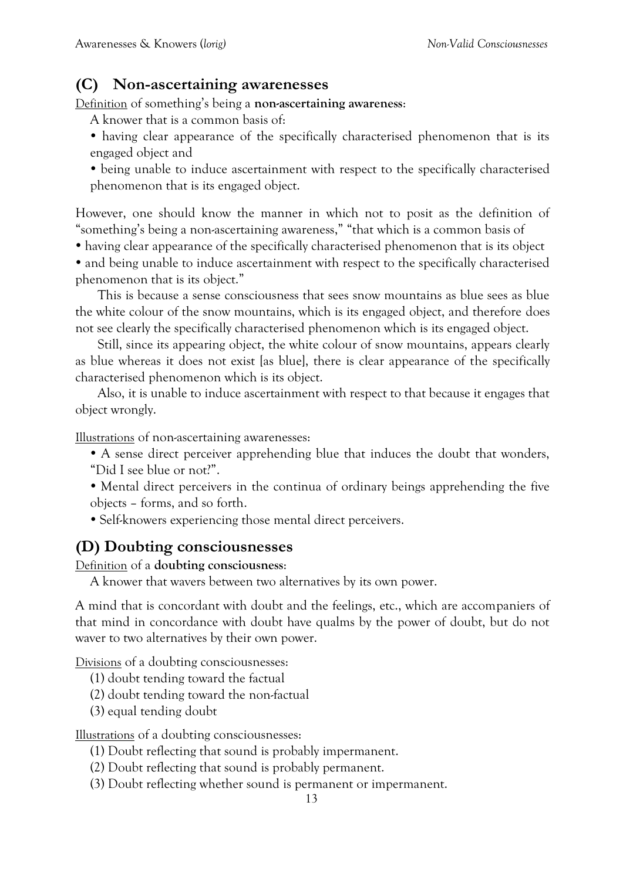## (C) Non-ascertaining awarenesses

<u>Definition</u> of something's being a **non-ascertaining awareness**:

A knower that is a common basis of:

- having clear appearance of the specifically characterised phenomenon that is its engaged object and
- being unable to induce ascertainment with respect to the specifically characterised phenomenon that is its engaged object.

However, one should know the manner in which not to posit as the definition of "something's being a non-ascertaining awareness," "that which is a common basis of

- having clear appearance of the specifically characterised phenomenon that is its object
- and being unable to induce ascertainment with respect to the specifically characterised phenomenon that is its object."

This is because a sense consciousness that sees snow mountains as blue sees as blue the white colour of the snow mountains, which is its engaged object, and therefore does not see clearly the specifically characterised phenomenon which is its engaged object.

Still, since its appearing object, the white colour of snow mountains, appears clearly as blue whereas it does not exist [as blue], there is clear appearance of the specifically characterised phenomenon which is its object.

Also, it is unable to induce ascertainment with respect to that because it engages that object wrongly.

<u>Illustrations</u> of non-ascertaining awarenesses:

- A sense direct perceiver apprehending blue that induces the doubt that wonders, "Did I see blue or not?".
- Mental direct perceivers in the continua of ordinary beings apprehending the five objects – forms, and so forth.
- Self-knowers experiencing those mental direct perceivers.

## (D) Doubting consciousnesses

<u>Definition</u> of a **doubting consciousness**:

A knower that wavers between two alternatives by its own power.

A mind that is concordant with doubt and the feelings, etc., which are accompaniers of that mind in concordance with doubt have qualms by the power of doubt, but do not waver to two alternatives by their own power.

<u>Divisions</u> of a doubting consciousnesses:

(1) doubt tending toward the factual
(2) doubt tending toward the non-factual
(3) equal tending doubt

<u>Illustrations</u> of a doubting consciousnesses:

(1) Doubt reflecting that sound is probably impermanent.
(2) Doubt reflecting that sound is probably permanent.
(3) Doubt reflecting whether sound is permanent or impermanent.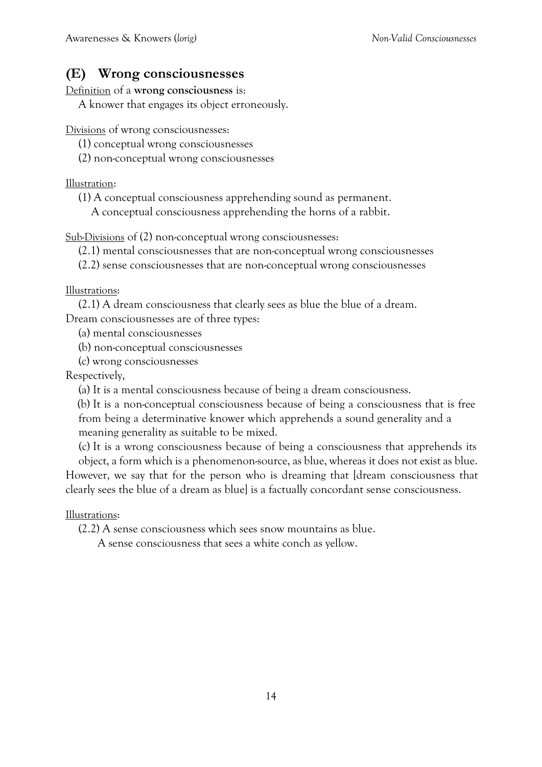## (E) Wrong consciousnesses

Definition of a **wrong consciousness** is:

A knower that engages its object erroneously.

Divisions of wrong consciousnesses:

(1) conceptual wrong consciousnesses

(2) non-conceptual wrong consciousnesses

Illustration:

(1) A conceptual consciousness apprehending sound as permanent.
A conceptual consciousness apprehending the horns of a rabbit.

Sub-Divisions of (2) non-conceptual wrong consciousnesses:

(2.1) mental consciousnesses that are non-conceptual wrong consciousnesses

(2.2) sense consciousnesses that are non-conceptual wrong consciousnesses

Illustrations:

(2.1) A dream consciousness that clearly sees as blue the blue of a dream.

Dream consciousnesses are of three types:

(a) mental consciousnesses

(b) non-conceptual consciousnesses

(c) wrong consciousnesses

Respectively,

(a) It is a mental consciousness because of being a dream consciousness.

(b) It is a non-conceptual consciousness because of being a consciousness that is free from being a determinative knower which apprehends a sound generality and a meaning generality as suitable to be mixed.

(c) It is a wrong consciousness because of being a consciousness that apprehends its object, a form which is a phenomenon-source, as blue, whereas it does not exist as blue.

However, we say that for the person who is dreaming that [dream consciousness that clearly sees the blue of a dream as blue] is a factually concordant sense consciousness.

Illustrations:

(2.2) A sense consciousness which sees snow mountains as blue.
A sense consciousness that sees a white conch as yellow.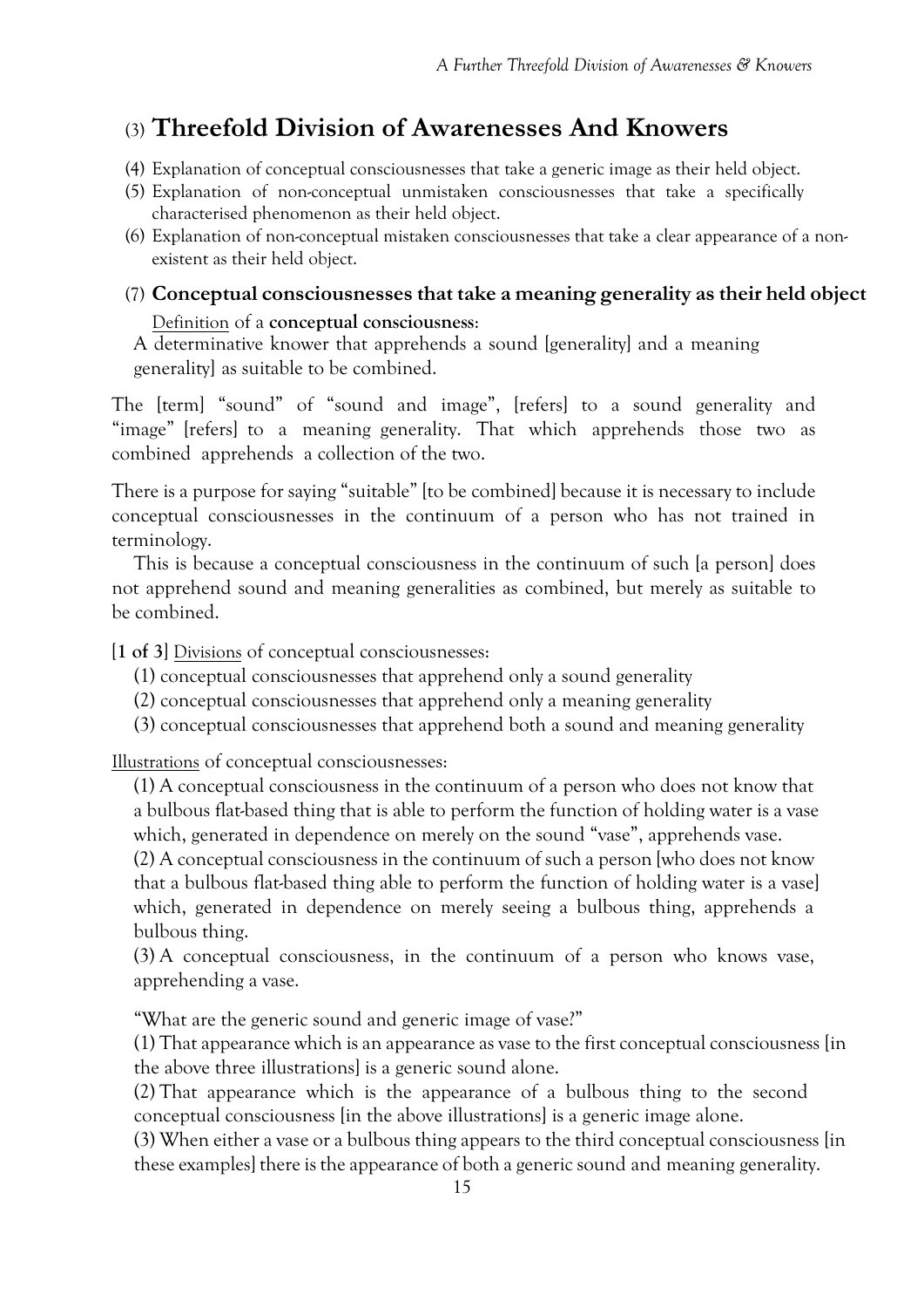## (3) **Threefold Division of Awarenesses And Knowers**

(4) Explanation of conceptual consciousnesses that take a generic image as their held object.
(5) Explanation of non-conceptual unmistaken consciousnesses that take a specifically characterised phenomenon as their held object.
(6) Explanation of non-conceptual mistaken consciousnesses that take a clear appearance of a non-existent as their held object.

### (7) **Conceptual consciousnesses that take a meaning generality as their held object**

Definition of a **conceptual consciousness**:

A determinative knower that apprehends a sound [generality] and a meaning generality] as suitable to be combined.

The [term] "sound" of "sound and image", [refers] to a sound generality and "image" [refers] to a meaning generality. That which apprehends those two as combined apprehends a collection of the two.

There is a purpose for saying "suitable" [to be combined] because it is necessary to include conceptual consciousnesses in the continuum of a person who has not trained in terminology.

This is because a conceptual consciousness in the continuum of such [a person] does not apprehend sound and meaning generalities as combined, but merely as suitable to be combined.

**[1 of 3]** Divisions of conceptual consciousnesses:

(1) conceptual consciousnesses that apprehend only a sound generality
(2) conceptual consciousnesses that apprehend only a meaning generality
(3) conceptual consciousnesses that apprehend both a sound and meaning generality

Illustrations of conceptual consciousnesses:

(1) A conceptual consciousness in the continuum of a person who does not know that a bulbous flat-based thing that is able to perform the function of holding water is a vase which, generated in dependence on merely on the sound "vase", apprehends vase.
(2) A conceptual consciousness in the continuum of such a person [who does not know that a bulbous flat-based thing able to perform the function of holding water is a vase] which, generated in dependence on merely seeing a bulbous thing, apprehends a bulbous thing.
(3) A conceptual consciousness, in the continuum of a person who knows vase, apprehending a vase.

"What are the generic sound and generic image of vase?"

(1) That appearance which is an appearance as vase to the first conceptual consciousness [in the above three illustrations] is a generic sound alone.
(2) That appearance which is the appearance of a bulbous thing to the second conceptual consciousness [in the above illustrations] is a generic image alone.
(3) When either a vase or a bulbous thing appears to the third conceptual consciousness [in these examples] there is the appearance of both a generic sound and meaning generality.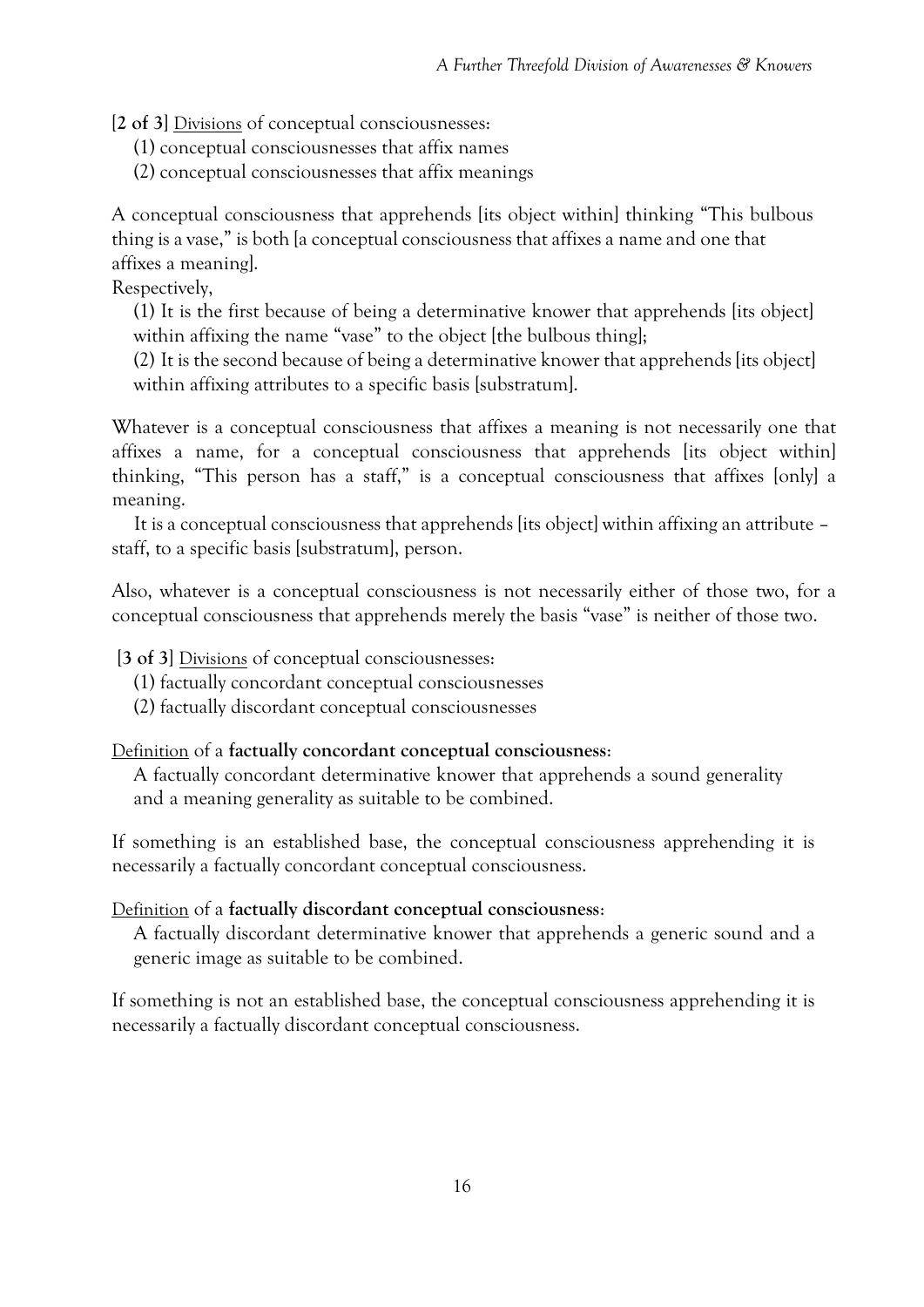**[2 of 3]** Divisions of conceptual consciousnesses:

(1) conceptual consciousnesses that affix names
(2) conceptual consciousnesses that affix meanings

A conceptual consciousness that apprehends [its object within] thinking "This bulbous thing is a vase," is both [a conceptual consciousness that affixes a name and one that affixes a meaning].

Respectively,

(1) It is the first because of being a determinative knower that apprehends [its object] within affixing the name "vase" to the object [the bulbous thing];
(2) It is the second because of being a determinative knower that apprehends [its object] within affixing attributes to a specific basis [substratum].

Whatever is a conceptual consciousness that affixes a meaning is not necessarily one that affixes a name, for a conceptual consciousness that apprehends [its object within] thinking, "This person has a staff," is a conceptual consciousness that affixes [only] a meaning.

It is a conceptual consciousness that apprehends [its object] within affixing an attribute – staff, to a specific basis [substratum], person.

Also, whatever is a conceptual consciousness is not necessarily either of those two, for a conceptual consciousness that apprehends merely the basis "vase" is neither of those two.

**[3 of 3]** Divisions of conceptual consciousnesses:

(1) factually concordant conceptual consciousnesses
(2) factually discordant conceptual consciousnesses

Definition of a **factually concordant conceptual consciousness**:

A factually concordant determinative knower that apprehends a sound generality and a meaning generality as suitable to be combined.

If something is an established base, the conceptual consciousness apprehending it is necessarily a factually concordant conceptual consciousness.

Definition of a **factually discordant conceptual consciousness**:

A factually discordant determinative knower that apprehends a generic sound and a generic image as suitable to be combined.

If something is not an established base, the conceptual consciousness apprehending it is necessarily a factually discordant conceptual consciousness.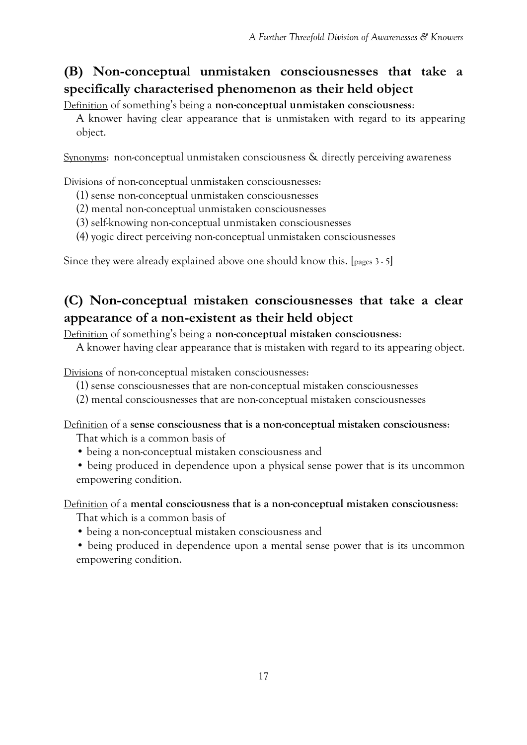## (B) Non-conceptual unmistaken consciousnesses that take a specifically characterised phenomenon as their held object

Definition of something's being a **non-conceptual unmistaken consciousness**:

A knower having clear appearance that is unmistaken with regard to its appearing object.

Synonyms: non-conceptual unmistaken consciousness & directly perceiving awareness

Divisions of non-conceptual unmistaken consciousnesses:

(1) sense non-conceptual unmistaken consciousnesses
(2) mental non-conceptual unmistaken consciousnesses
(3) self-knowing non-conceptual unmistaken consciousnesses
(4) yogic direct perceiving non-conceptual unmistaken consciousnesses

Since they were already explained above one should know this. [pages 3 - 5]

## (C) Non-conceptual mistaken consciousnesses that take a clear appearance of a non-existent as their held object

Definition of something's being a **non-conceptual mistaken consciousness**:

A knower having clear appearance that is mistaken with regard to its appearing object.

Divisions of non-conceptual mistaken consciousnesses:

(1) sense consciousnesses that are non-conceptual mistaken consciousnesses
(2) mental consciousnesses that are non-conceptual mistaken consciousnesses

Definition of a **sense consciousness that is a non-conceptual mistaken consciousness**:

That which is a common basis of

- being a non-conceptual mistaken consciousness and
- being produced in dependence upon a physical sense power that is its uncommon empowering condition.

Definition of a **mental consciousness that is a non-conceptual mistaken consciousness**:

That which is a common basis of

- being a non-conceptual mistaken consciousness and
- being produced in dependence upon a mental sense power that is its uncommon empowering condition.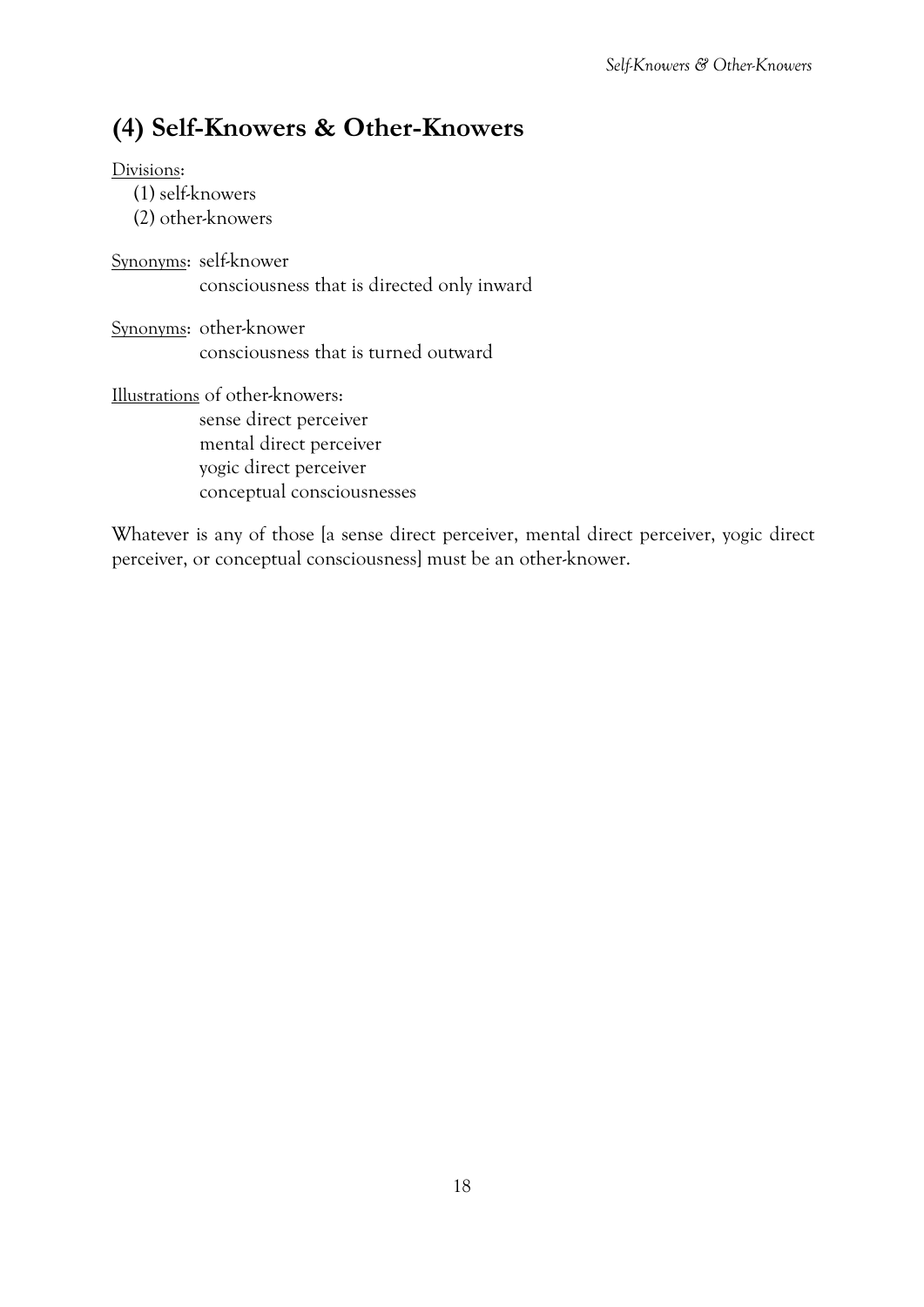## (4) Self-Knowers & Other-Knowers

Divisions:

(1) self-knowers
(2) other-knowers

Synonyms: self-knower
consciousness that is directed only inward

Synonyms: other-knower
consciousness that is turned outward

Illustrations of other-knowers:
sense direct perceiver
mental direct perceiver
yogic direct perceiver
conceptual consciousnesses

Whatever is any of those [a sense direct perceiver, mental direct perceiver, yogic direct perceiver, or conceptual consciousness] must be an other-knower.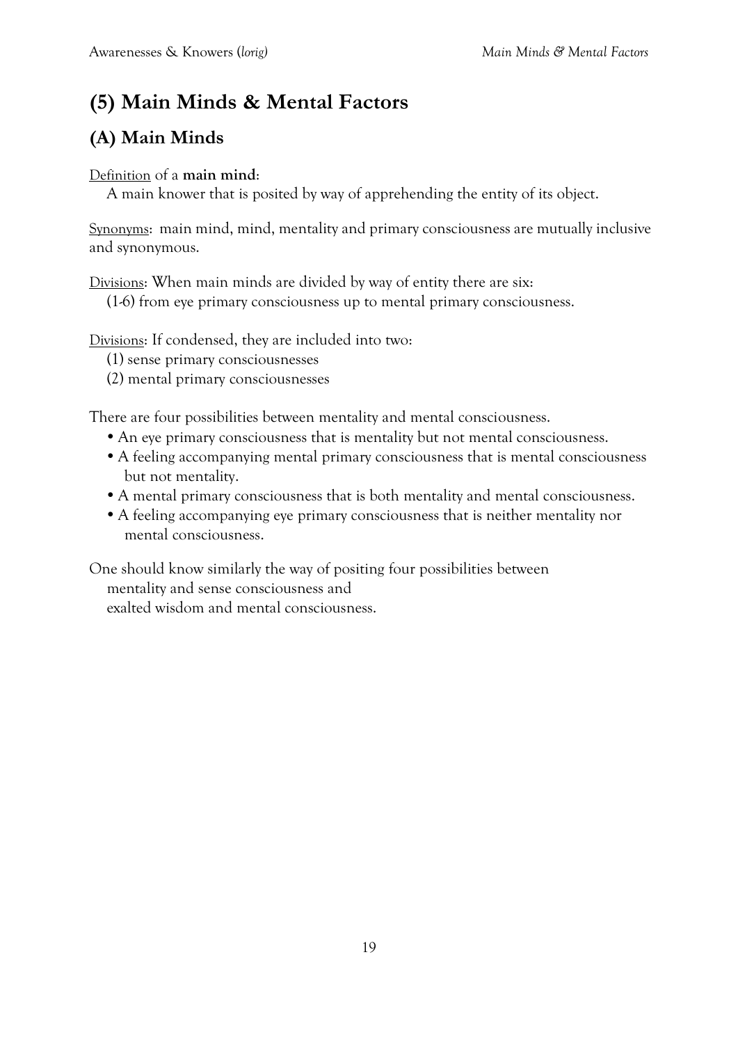# (5) Main Minds & Mental Factors

## (A) Main Minds

Definition of a **main mind**:
A main knower that is posited by way of apprehending the entity of its object.

Synonyms: main mind, mind, mentality and primary consciousness are mutually inclusive and synonymous.

Divisions: When main minds are divided by way of entity there are six:
(1-6) from eye primary consciousness up to mental primary consciousness.

Divisions: If condensed, they are included into two:
(1) sense primary consciousnesses
(2) mental primary consciousnesses

There are four possibilities between mentality and mental consciousness.

- An eye primary consciousness that is mentality but not mental consciousness.
- A feeling accompanying mental primary consciousness that is mental consciousness but not mentality.
- A mental primary consciousness that is both mentality and mental consciousness.
- A feeling accompanying eye primary consciousness that is neither mentality nor mental consciousness.

One should know similarly the way of positing four possibilities between
mentality and sense consciousness and
exalted wisdom and mental consciousness.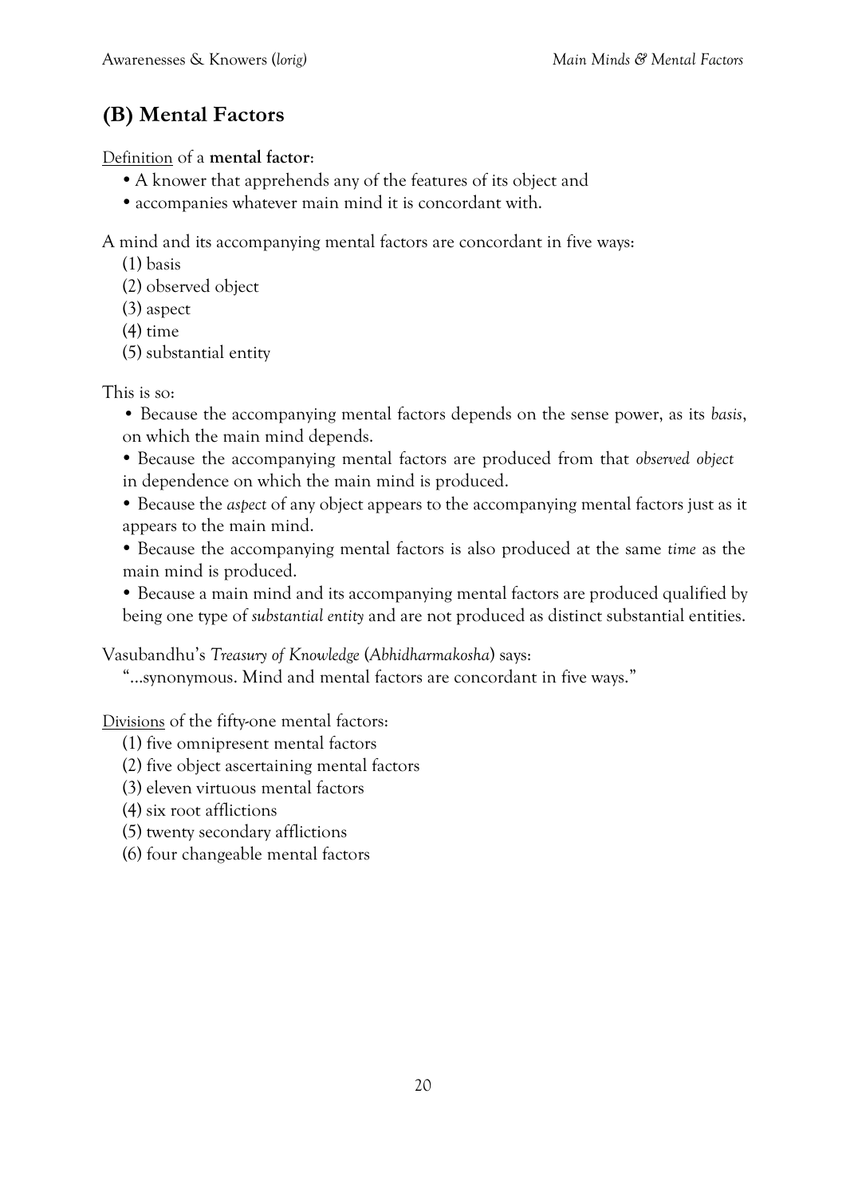## (B) Mental Factors

Definition of a **mental factor**:

- A knower that apprehends any of the features of its object and
- accompanies whatever main mind it is concordant with.

A mind and its accompanying mental factors are concordant in five ways:

(1) basis
(2) observed object
(3) aspect
(4) time
(5) substantial entity

This is so:

- Because the accompanying mental factors depends on the sense power, as its *basis*, on which the main mind depends.
- Because the accompanying mental factors are produced from that *observed object* in dependence on which the main mind is produced.
- Because the *aspect* of any object appears to the accompanying mental factors just as it appears to the main mind.
- Because the accompanying mental factors is also produced at the same *time* as the main mind is produced.
- Because a main mind and its accompanying mental factors are produced qualified by being one type of *substantial entity* and are not produced as distinct substantial entities.

Vasubandhu's *Treasury of Knowledge* (*Abhidharmakosha*) says:

"...synonymous. Mind and mental factors are concordant in five ways."

Divisions of the fifty-one mental factors:

(1) five omnipresent mental factors
(2) five object ascertaining mental factors
(3) eleven virtuous mental factors
(4) six root afflictions
(5) twenty secondary afflictions
(6) four changeable mental factors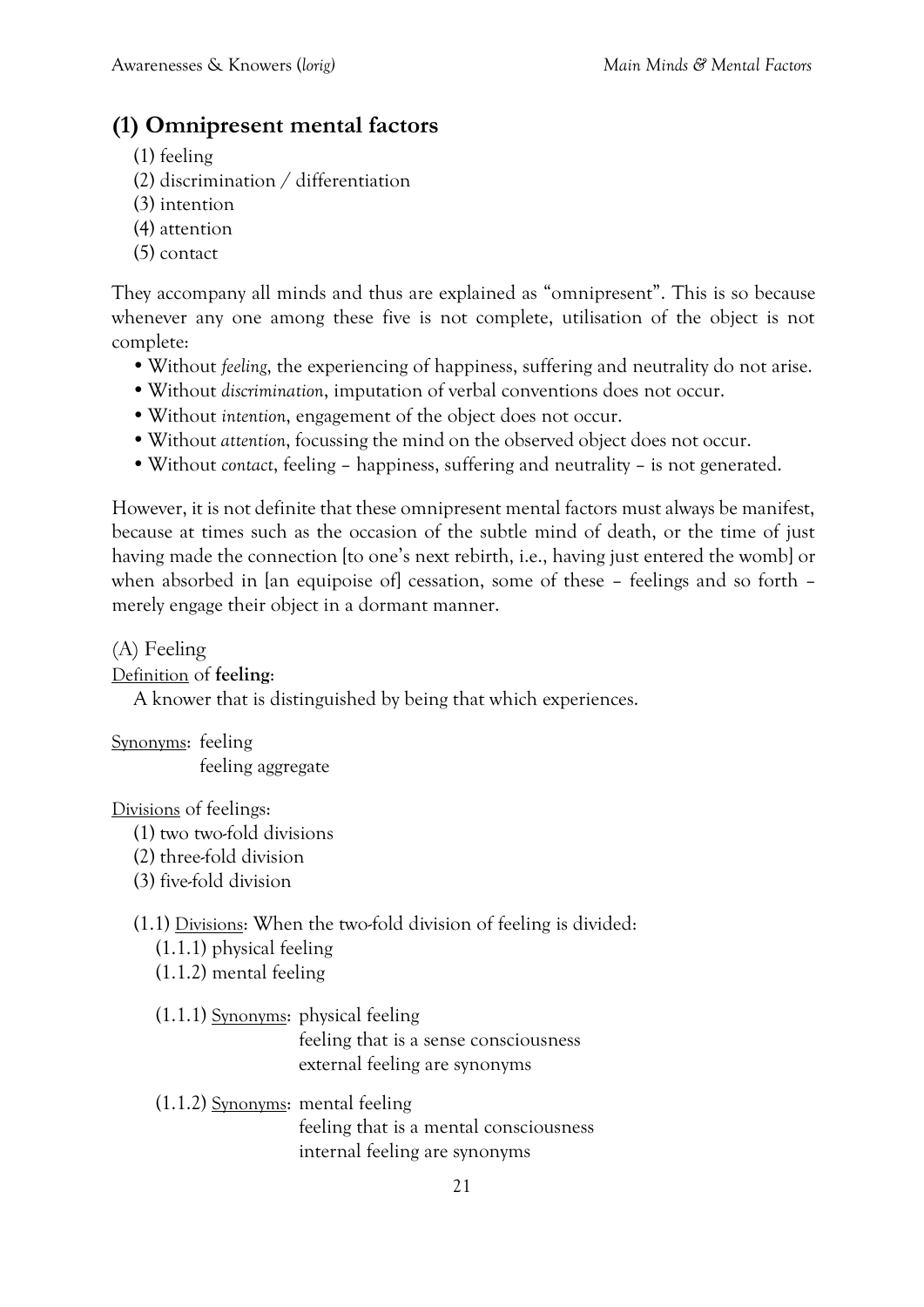## (1) Omnipresent mental factors

(1) feeling
(2) discrimination / differentiation
(3) intention
(4) attention
(5) contact

They accompany all minds and thus are explained as "omnipresent". This is so because whenever any one among these five is not complete, utilisation of the object is not complete:

- Without *feeling*, the experiencing of happiness, suffering and neutrality do not arise.
- Without *discrimination*, imputation of verbal conventions does not occur.
- Without *intention*, engagement of the object does not occur.
- Without *attention*, focussing the mind on the observed object does not occur.
- Without *contact*, feeling – happiness, suffering and neutrality – is not generated.

However, it is not definite that these omnipresent mental factors must always be manifest, because at times such as the occasion of the subtle mind of death, or the time of just having made the connection [to one's next rebirth, i.e., having just entered the womb] or when absorbed in [an equipoise of] cessation, some of these – feelings and so forth – merely engage their object in a dormant manner.

(A) Feeling

Definition of **feeling**:

A knower that is distinguished by being that which experiences.

Synonyms: feeling
feeling aggregate

Divisions of feelings:

(1) two two-fold divisions
(2) three-fold division
(3) five-fold division

(1.1) Divisions: When the two-fold division of feeling is divided:
(1.1.1) physical feeling
(1.1.2) mental feeling

(1.1.1) Synonyms: physical feeling
feeling that is a sense consciousness
external feeling are synonyms

(1.1.2) Synonyms: mental feeling
feeling that is a mental consciousness
internal feeling are synonyms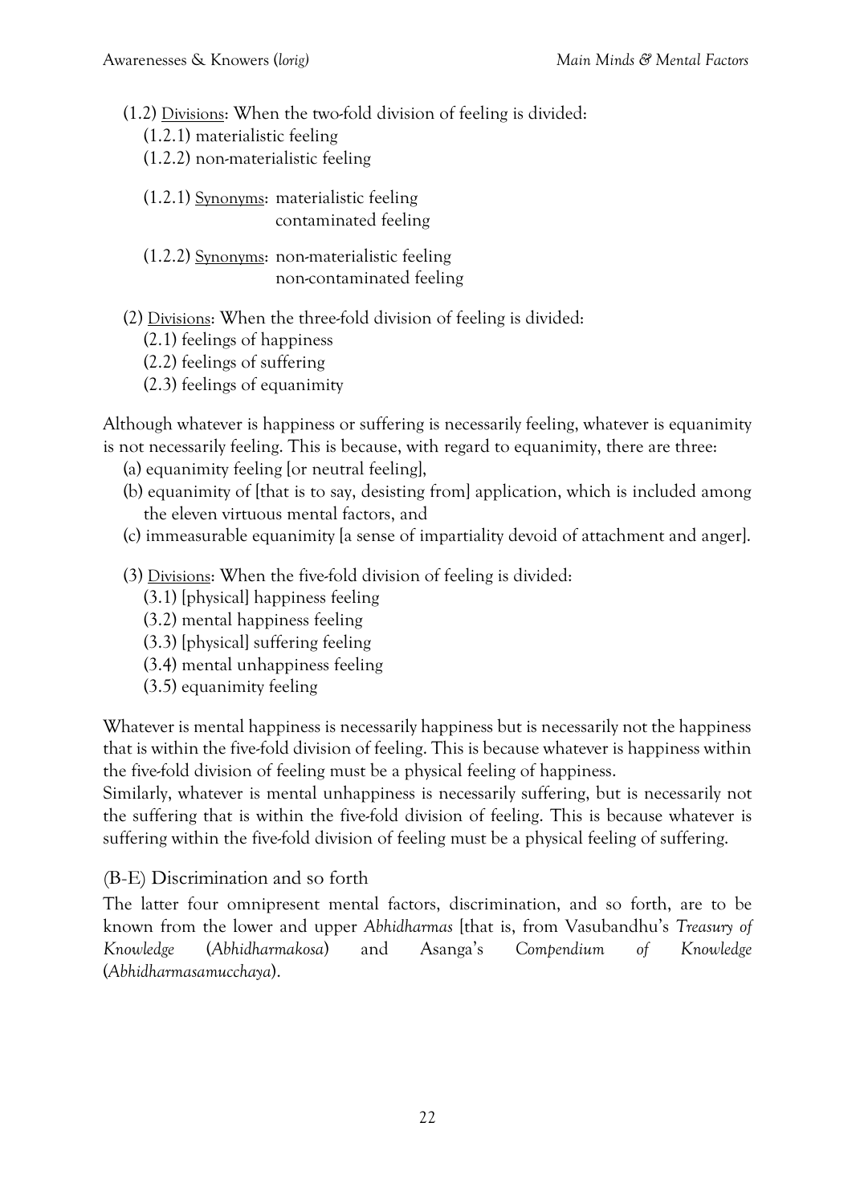(1.2) <u>Divisions</u>: When the two-fold division of feeling is divided:

(1.2.1) materialistic feeling
(1.2.2) non-materialistic feeling

(1.2.1) <u>Synonyms</u>: materialistic feeling
contaminated feeling

(1.2.2) <u>Synonyms</u>: non-materialistic feeling
non-contaminated feeling

(2) <u>Divisions</u>: When the three-fold division of feeling is divided:

(2.1) feelings of happiness
(2.2) feelings of suffering
(2.3) feelings of equanimity

Although whatever is happiness or suffering is necessarily feeling, whatever is equanimity is not necessarily feeling. This is because, with regard to equanimity, there are three:

(a) equanimity feeling [or neutral feeling],
(b) equanimity of [that is to say, desisting from] application, which is included among the eleven virtuous mental factors, and
(c) immeasurable equanimity [a sense of impartiality devoid of attachment and anger].

(3) <u>Divisions</u>: When the five-fold division of feeling is divided:

(3.1) [physical] happiness feeling
(3.2) mental happiness feeling
(3.3) [physical] suffering feeling
(3.4) mental unhappiness feeling
(3.5) equanimity feeling

Whatever is mental happiness is necessarily happiness but is necessarily not the happiness that is within the five-fold division of feeling. This is because whatever is happiness within the five-fold division of feeling must be a physical feeling of happiness.
Similarly, whatever is mental unhappiness is necessarily suffering, but is necessarily not the suffering that is within the five-fold division of feeling. This is because whatever is suffering within the five-fold division of feeling must be a physical feeling of suffering.

### (B-E) Discrimination and so forth

The latter four omnipresent mental factors, discrimination, and so forth, are to be known from the lower and upper *Abhidharmas* [that is, from Vasubandhu's *Treasury of Knowledge* (*Abhidharmakosa*) and Asanga's *Compendium of Knowledge* (*Abhidharmasamucchaya*).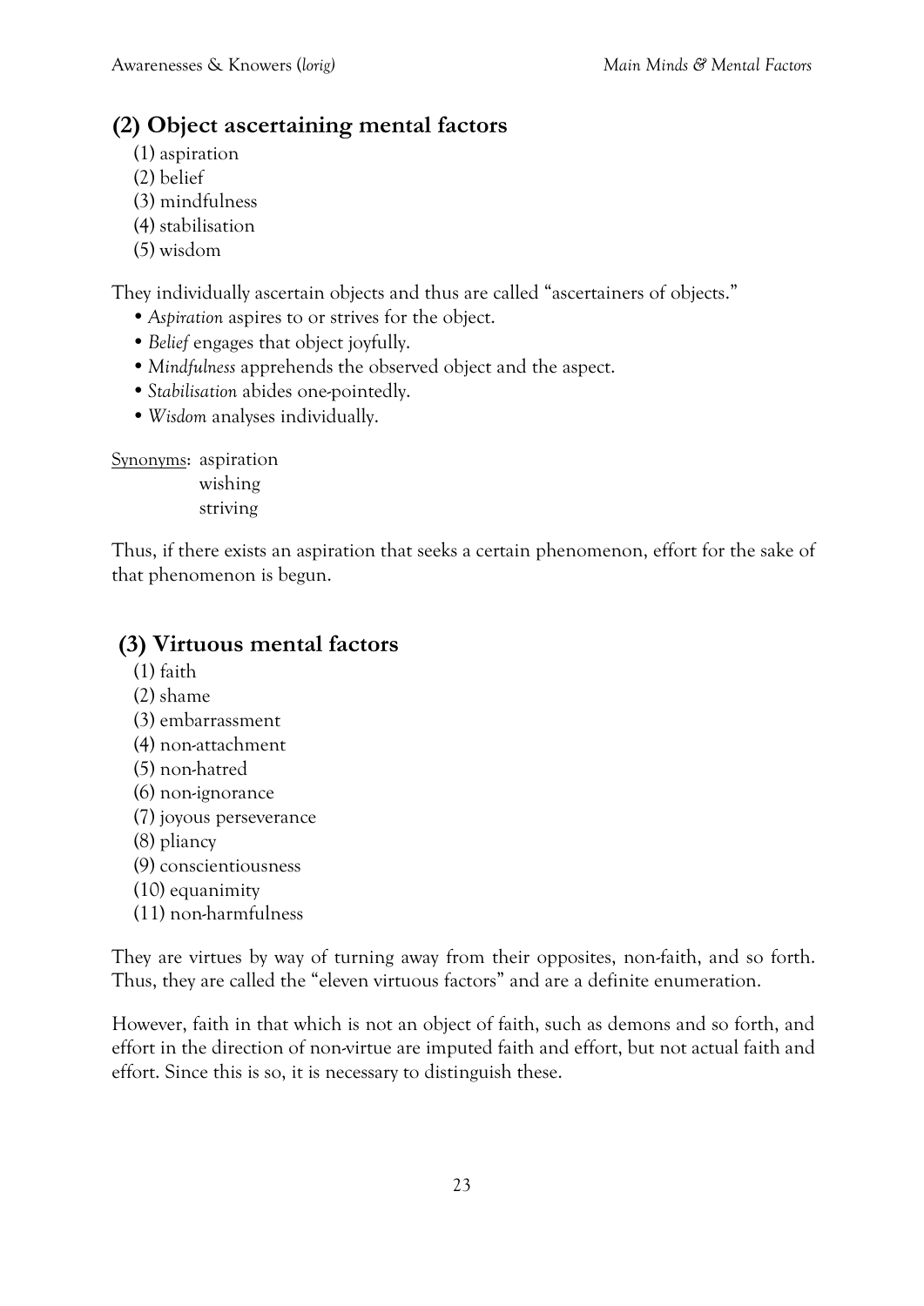## (2) Object ascertaining mental factors

(1) aspiration
(2) belief
(3) mindfulness
(4) stabilisation
(5) wisdom

They individually ascertain objects and thus are called "ascertainers of objects."

- *Aspiration* aspires to or strives for the object.
- *Belief* engages that object joyfully.
- *Mindfulness* apprehends the observed object and the aspect.
- *Stabilisation* abides one-pointedly.
- *Wisdom* analyses individually.

<u>Synonyms</u>: aspiration
wishing
striving

Thus, if there exists an aspiration that seeks a certain phenomenon, effort for the sake of that phenomenon is begun.

## (3) Virtuous mental factors

(1) faith
(2) shame
(3) embarrassment
(4) non-attachment
(5) non-hatred
(6) non-ignorance
(7) joyous perseverance
(8) pliancy
(9) conscientiousness
(10) equanimity
(11) non-harmfulness

They are virtues by way of turning away from their opposites, non-faith, and so forth. Thus, they are called the "eleven virtuous factors" and are a definite enumeration.

However, faith in that which is not an object of faith, such as demons and so forth, and effort in the direction of non-virtue are imputed faith and effort, but not actual faith and effort. Since this is so, it is necessary to distinguish these.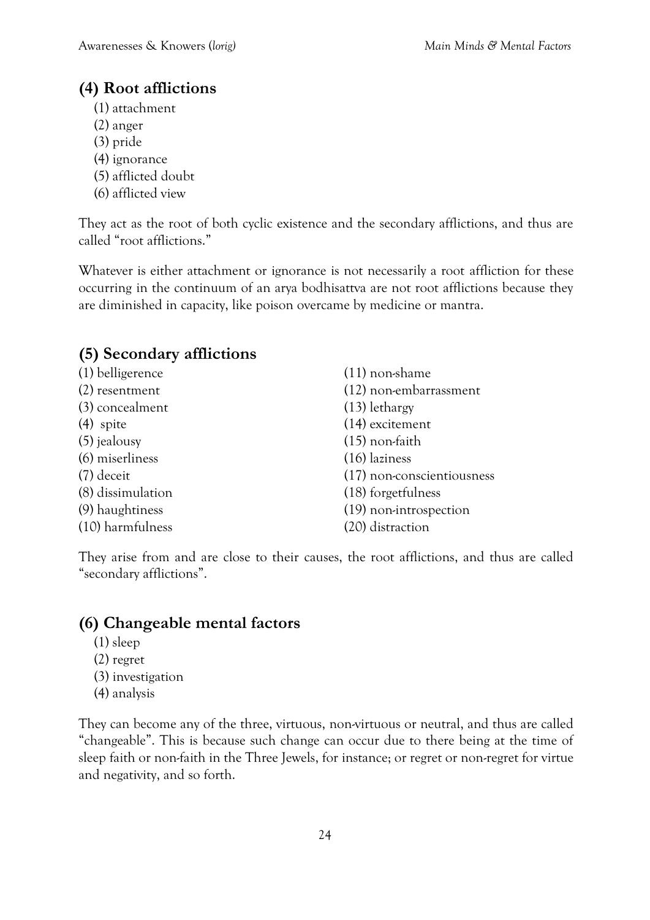## (4) Root afflictions

(1) attachment
(2) anger
(3) pride
(4) ignorance
(5) afflicted doubt
(6) afflicted view

They act as the root of both cyclic existence and the secondary afflictions, and thus are called "root afflictions."

Whatever is either attachment or ignorance is not necessarily a root affliction for these occurring in the continuum of an arya bodhisattva are not root afflictions because they are diminished in capacity, like poison overcame by medicine or mantra.

## (5) Secondary afflictions

(1) belligerence
(2) resentment
(3) concealment
(4) spite
(5) jealousy
(6) miserliness
(7) deceit
(8) dissimulation
(9) haughtiness
(10) harmfulness
(11) non-shame
(12) non-embarrassment
(13) lethargy
(14) excitement
(15) non-faith
(16) laziness
(17) non-conscientiousness
(18) forgetfulness
(19) non-introspection
(20) distraction

They arise from and are close to their causes, the root afflictions, and thus are called "secondary afflictions".

## (6) Changeable mental factors

(1) sleep
(2) regret
(3) investigation
(4) analysis

They can become any of the three, virtuous, non-virtuous or neutral, and thus are called "changeable". This is because such change can occur due to there being at the time of sleep faith or non-faith in the Three Jewels, for instance; or regret or non-regret for virtue and negativity, and so forth.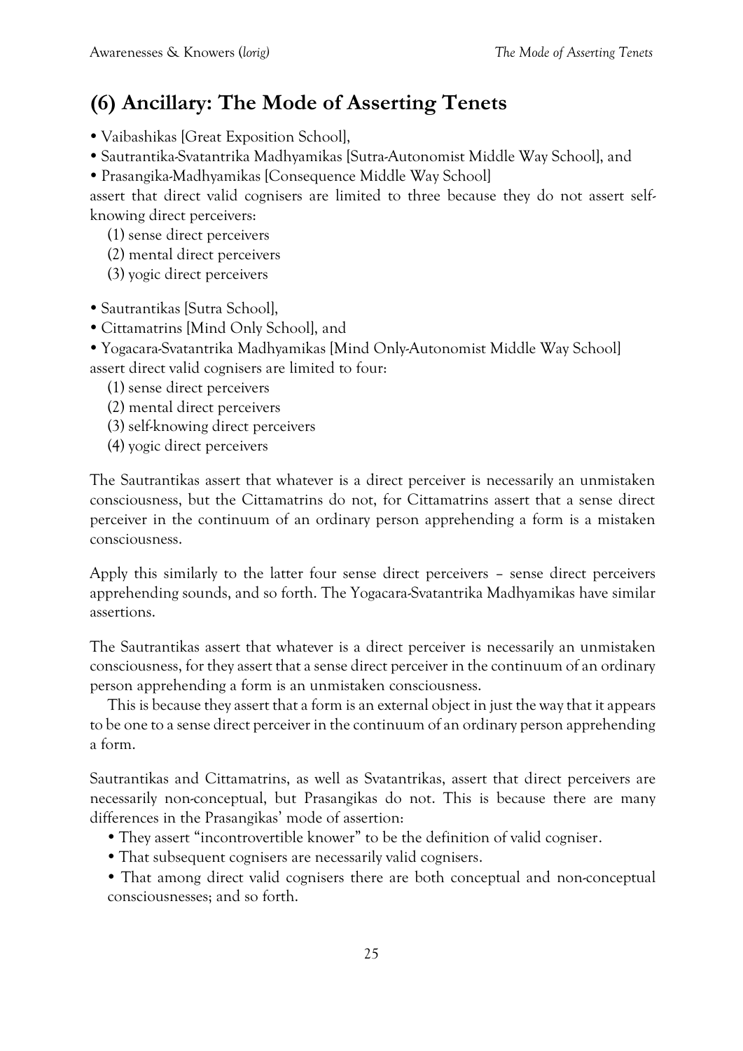## (6) Ancillary: The Mode of Asserting Tenets

- Vaibashikas [Great Exposition School],
- Sautrantika-Svatantrika Madhyamikas [Sutra-Autonomist Middle Way School], and
- Prasangika-Madhyamikas [Consequence Middle Way School]

assert that direct valid cognisers are limited to three because they do not assert self-knowing direct perceivers:

(1) sense direct perceivers
(2) mental direct perceivers
(3) yogic direct perceivers

- Sautrantikas [Sutra School],
- Cittamatrins [Mind Only School], and
- Yogacara-Svatantrika Madhyamikas [Mind Only-Autonomist Middle Way School]

assert direct valid cognisers are limited to four:

(1) sense direct perceivers
(2) mental direct perceivers
(3) self-knowing direct perceivers
(4) yogic direct perceivers

The Sautrantikas assert that whatever is a direct perceiver is necessarily an unmistaken consciousness, but the Cittamatrins do not, for Cittamatrins assert that a sense direct perceiver in the continuum of an ordinary person apprehending a form is a mistaken consciousness.

Apply this similarly to the latter four sense direct perceivers – sense direct perceivers apprehending sounds, and so forth. The Yogacara-Svatantrika Madhyamikas have similar assertions.

The Sautrantikas assert that whatever is a direct perceiver is necessarily an unmistaken consciousness, for they assert that a sense direct perceiver in the continuum of an ordinary person apprehending a form is an unmistaken consciousness.

This is because they assert that a form is an external object in just the way that it appears to be one to a sense direct perceiver in the continuum of an ordinary person apprehending a form.

Sautrantikas and Cittamatrins, as well as Svatantrikas, assert that direct perceivers are necessarily non-conceptual, but Prasangikas do not. This is because there are many differences in the Prasangikas' mode of assertion:

- They assert "incontrovertible knower" to be the definition of valid cogniser.
- That subsequent cognisers are necessarily valid cognisers.
- That among direct valid cognisers there are both conceptual and non-conceptual consciousnesses; and so forth.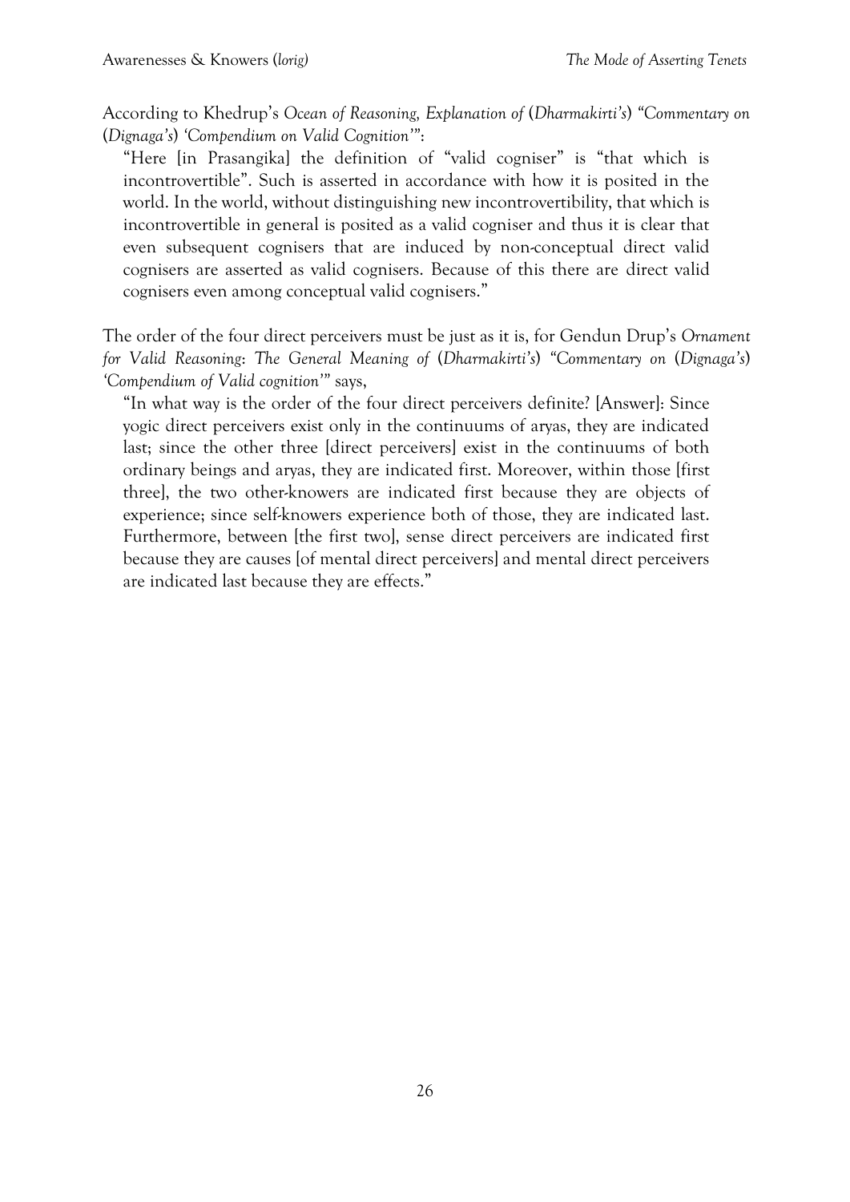According to Khedrup's *Ocean of Reasoning, Explanation of (Dharmakirti's) "Commentary on (Dignaga's) 'Compendium on Valid Cognition'"*:

> "Here [in Prasangika] the definition of "valid cogniser" is "that which is incontrovertible". Such is asserted in accordance with how it is posited in the world. In the world, without distinguishing new incontrovertibility, that which is incontrovertible in general is posited as a valid cogniser and thus it is clear that even subsequent cognisers that are induced by non-conceptual direct valid cognisers are asserted as valid cognisers. Because of this there are direct valid cognisers even among conceptual valid cognisers."

The order of the four direct perceivers must be just as it is, for Gendun Drup's *Ornament for Valid Reasoning: The General Meaning of (Dharmakirti's) "Commentary on (Dignaga's) 'Compendium of Valid cognition'"* says,

> "In what way is the order of the four direct perceivers definite? [Answer]: Since yogic direct perceivers exist only in the continuums of aryas, they are indicated last; since the other three [direct perceivers] exist in the continuums of both ordinary beings and aryas, they are indicated first. Moreover, within those [first three], the two other-knowers are indicated first because they are objects of experience; since self-knowers experience both of those, they are indicated last. Furthermore, between [the first two], sense direct perceivers are indicated first because they are causes [of mental direct perceivers] and mental direct perceivers are indicated last because they are effects."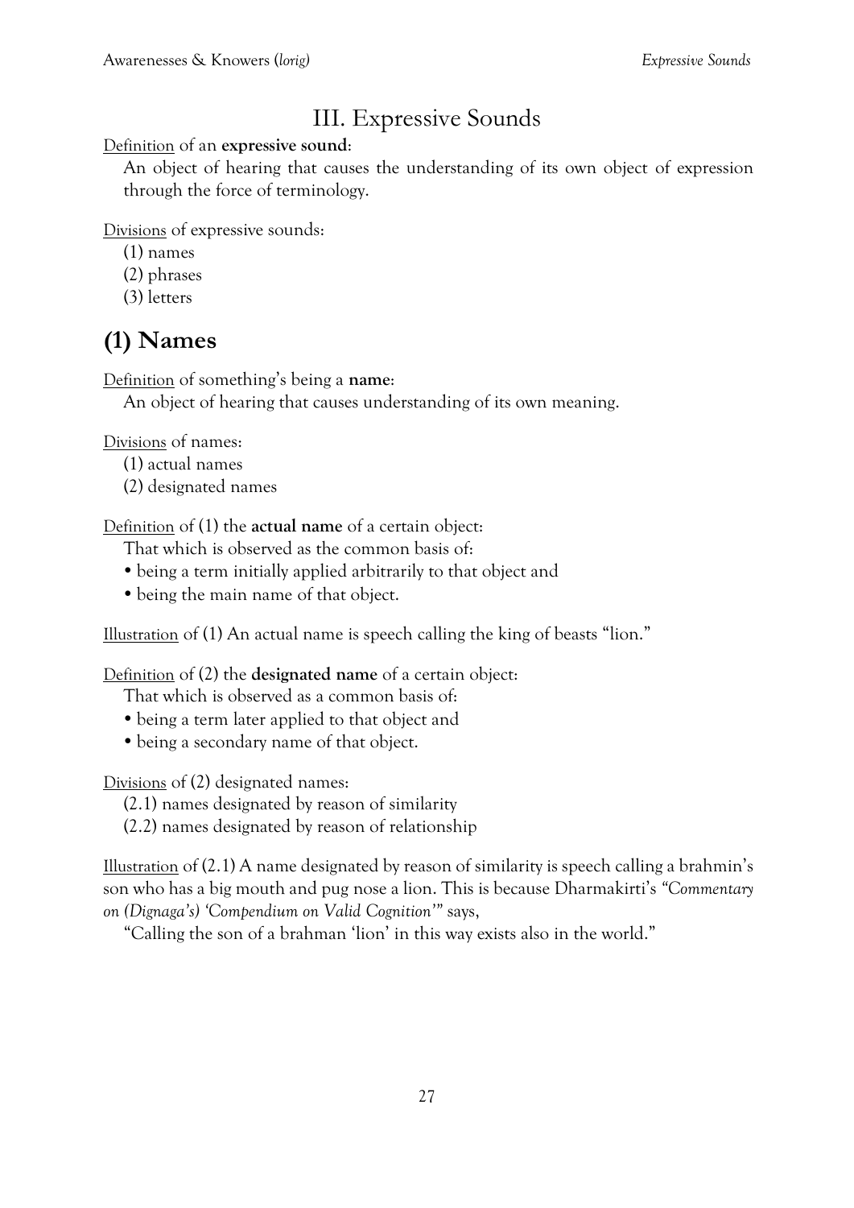# III. Expressive Sounds

Definition of an **expressive sound**:

An object of hearing that causes the understanding of its own object of expression through the force of terminology.

Divisions of expressive sounds:

(1) names
(2) phrases
(3) letters

## (1) Names

Definition of something's being a **name**:

An object of hearing that causes understanding of its own meaning.

Divisions of names:

(1) actual names
(2) designated names

Definition of (1) the **actual name** of a certain object:

That which is observed as the common basis of:

- being a term initially applied arbitrarily to that object and
- being the main name of that object.

Illustration of (1) An actual name is speech calling the king of beasts "lion."

Definition of (2) the **designated name** of a certain object:

That which is observed as a common basis of:

- being a term later applied to that object and
- being a secondary name of that object.

Divisions of (2) designated names:

(2.1) names designated by reason of similarity
(2.2) names designated by reason of relationship

Illustration of (2.1) A name designated by reason of similarity is speech calling a brahmin's son who has a big mouth and pug nose a lion. This is because Dharmakirti's *"Commentary on (Dignaga's) 'Compendium on Valid Cognition'"* says,

"Calling the son of a brahman 'lion' in this way exists also in the world."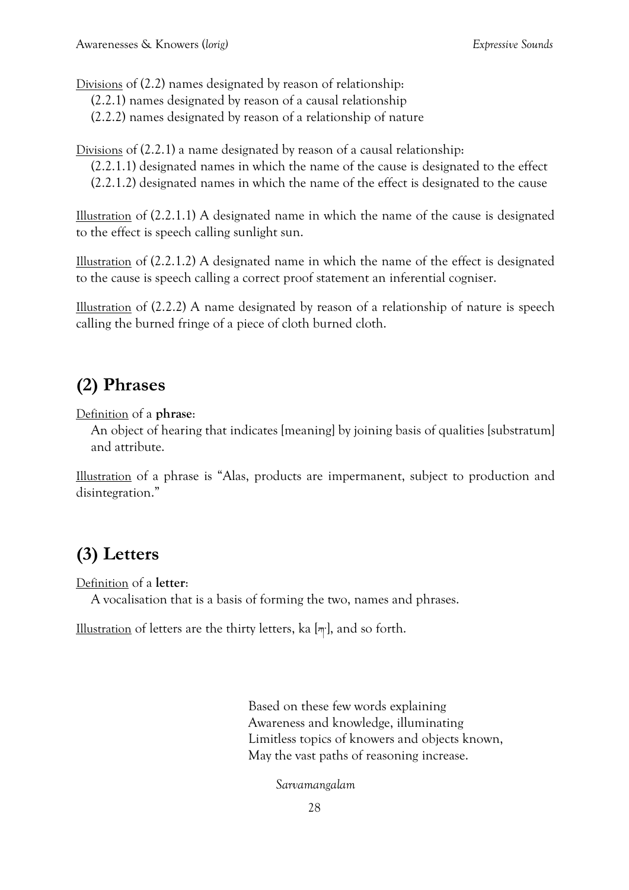Divisions of (2.2) names designated by reason of relationship:

(2.2.1) names designated by reason of a causal relationship
(2.2.2) names designated by reason of a relationship of nature

Divisions of (2.2.1) a name designated by reason of a causal relationship:

(2.2.1.1) designated names in which the name of the cause is designated to the effect
(2.2.1.2) designated names in which the name of the effect is designated to the cause

Illustration of (2.2.1.1) A designated name in which the name of the cause is designated to the effect is speech calling sunlight sun.

Illustration of (2.2.1.2) A designated name in which the name of the effect is designated to the cause is speech calling a correct proof statement an inferential cogniser.

Illustration of (2.2.2) A name designated by reason of a relationship of nature is speech calling the burned fringe of a piece of cloth burned cloth.

## (2) Phrases

Definition of a **phrase**:

An object of hearing that indicates [meaning] by joining basis of qualities [substratum] and attribute.

Illustration of a phrase is "Alas, products are impermanent, subject to production and disintegration."

## (3) Letters

Definition of a **letter**:

A vocalisation that is a basis of forming the two, names and phrases.

Illustration of letters are the thirty letters, ka [ཀ་], and so forth.

Based on these few words explaining
Awareness and knowledge, illuminating
Limitless topics of knowers and objects known,
May the vast paths of reasoning increase.

*Sarvamangalam*